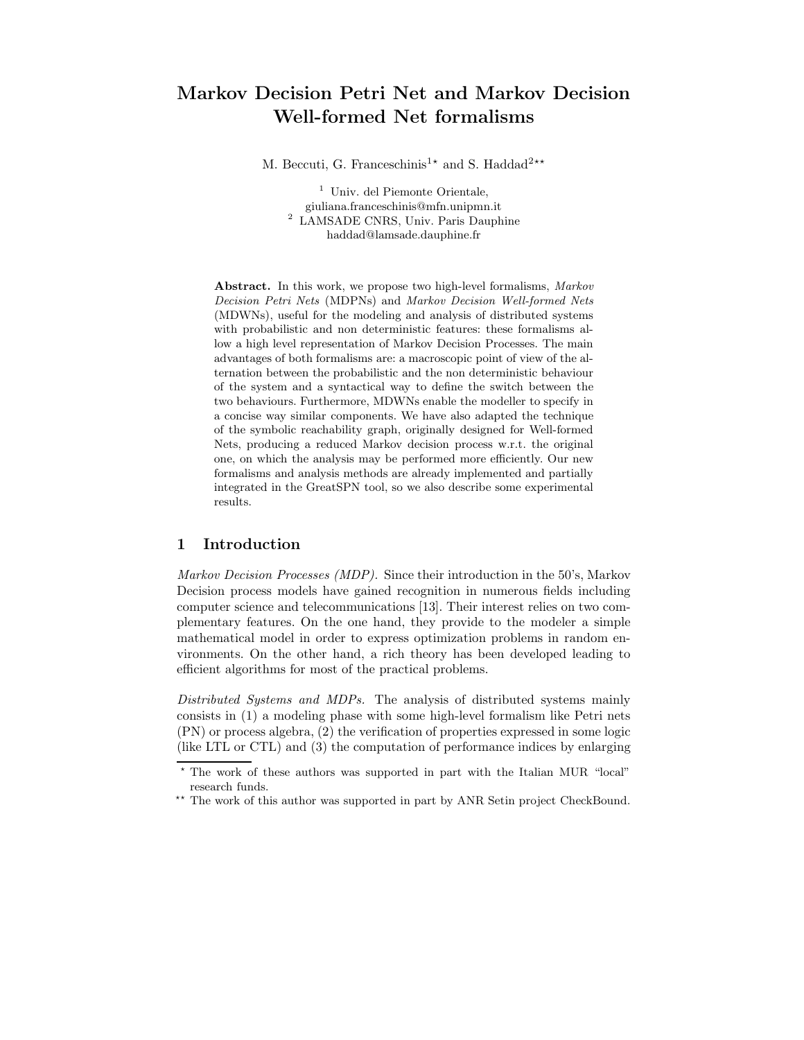# Markov Decision Petri Net and Markov Decision Well-formed Net formalisms

M. Beccuti, G. Franceschinis[1*] and S. Haddad[2**]

[1] Univ. del Piemonte Orientale,
giuliana.franceschinis@mfn.unipmn.it

[2] LAMSADE CNRS, Univ. Paris Dauphine
haddad@lamsade.dauphine.fr

**Abstract.** In this work, we propose two high-level formalisms, *Markov Decision Petri Nets* (MDPNs) and *Markov Decision Well-formed Nets* (MDWNs), useful for the modeling and analysis of distributed systems with probabilistic and non deterministic features: these formalisms allow a high level representation of Markov Decision Processes. The main advantages of both formalisms are: a macroscopic point of view of the alternation between the probabilistic and the non deterministic behaviour of the system and a syntactical way to define the switch between the two behaviours. Furthermore, MDWNs enable the modeller to specify in a concise way similar components. We have also adapted the technique of the symbolic reachability graph, originally designed for Well-formed Nets, producing a reduced Markov decision process w.r.t. the original one, on which the analysis may be performed more efficiently. Our new formalisms and analysis methods are already implemented and partially integrated in the GreatSPN tool, so we also describe some experimental results.

## 1 Introduction

*Markov Decision Processes (MDP).* Since their introduction in the 50's, Markov Decision process models have gained recognition in numerous fields including computer science and telecommunications [13]. Their interest relies on two complementary features. On the one hand, they provide to the modeler a simple mathematical model in order to express optimization problems in random environments. On the other hand, a rich theory has been developed leading to efficient algorithms for most of the practical problems.

*Distributed Systems and MDPs.* The analysis of distributed systems mainly consists in (1) a modeling phase with some high-level formalism like Petri nets (PN) or process algebra, (2) the verification of properties expressed in some logic (like LTL or CTL) and (3) the computation of performance indices by enlarging

* The work of these authors was supported in part with the Italian MUR "local" research funds.

** The work of this author was supported in part by ANR Setin project CheckBound.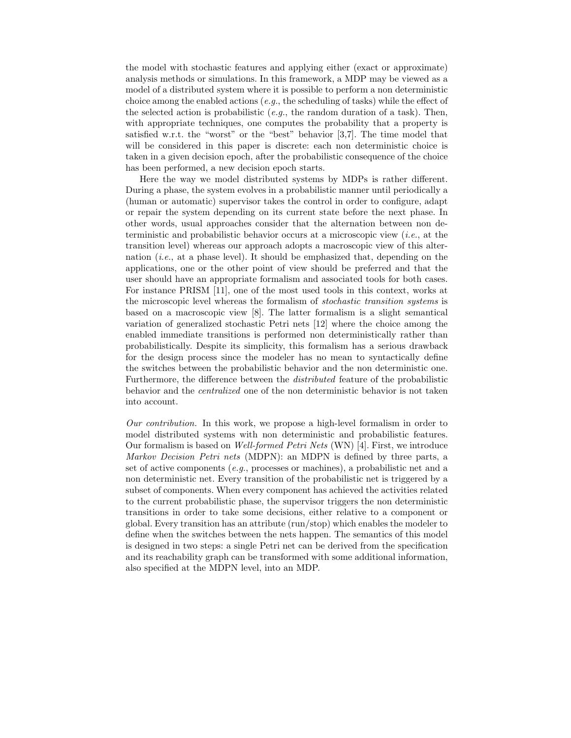the model with stochastic features and applying either (exact or approximate) analysis methods or simulations. In this framework, a MDP may be viewed as a model of a distributed system where it is possible to perform a non deterministic choice among the enabled actions (*e.g.*, the scheduling of tasks) while the effect of the selected action is probabilistic (*e.g.*, the random duration of a task). Then, with appropriate techniques, one computes the probability that a property is satisfied w.r.t. the "worst" or the "best" behavior [3,7]. The time model that will be considered in this paper is discrete: each non deterministic choice is taken in a given decision epoch, after the probabilistic consequence of the choice has been performed, a new decision epoch starts.

Here the way we model distributed systems by MDPs is rather different. During a phase, the system evolves in a probabilistic manner until periodically a (human or automatic) supervisor takes the control in order to configure, adapt or repair the system depending on its current state before the next phase. In other words, usual approaches consider that the alternation between non deterministic and probabilistic behavior occurs at a microscopic view (*i.e.*, at the transition level) whereas our approach adopts a macroscopic view of this alternation (*i.e.*, at a phase level). It should be emphasized that, depending on the applications, one or the other point of view should be preferred and that the user should have an appropriate formalism and associated tools for both cases. For instance PRISM [11], one of the most used tools in this context, works at the microscopic level whereas the formalism of *stochastic transition systems* is based on a macroscopic view [8]. The latter formalism is a slight semantical variation of generalized stochastic Petri nets [12] where the choice among the enabled immediate transitions is performed non deterministically rather than probabilistically. Despite its simplicity, this formalism has a serious drawback for the design process since the modeler has no mean to syntactically define the switches between the probabilistic behavior and the non deterministic one. Furthermore, the difference between the *distributed* feature of the probabilistic behavior and the *centralized* one of the non deterministic behavior is not taken into account.

*Our contribution.* In this work, we propose a high-level formalism in order to model distributed systems with non deterministic and probabilistic features. Our formalism is based on *Well-formed Petri Nets* (WN) [4]. First, we introduce *Markov Decision Petri nets* (MDPN): an MDPN is defined by three parts, a set of active components (*e.g.*, processes or machines), a probabilistic net and a non deterministic net. Every transition of the probabilistic net is triggered by a subset of components. When every component has achieved the activities related to the current probabilistic phase, the supervisor triggers the non deterministic transitions in order to take some decisions, either relative to a component or global. Every transition has an attribute (run/stop) which enables the modeler to define when the switches between the nets happen. The semantics of this model is designed in two steps: a single Petri net can be derived from the specification and its reachability graph can be transformed with some additional information, also specified at the MDPN level, into an MDP.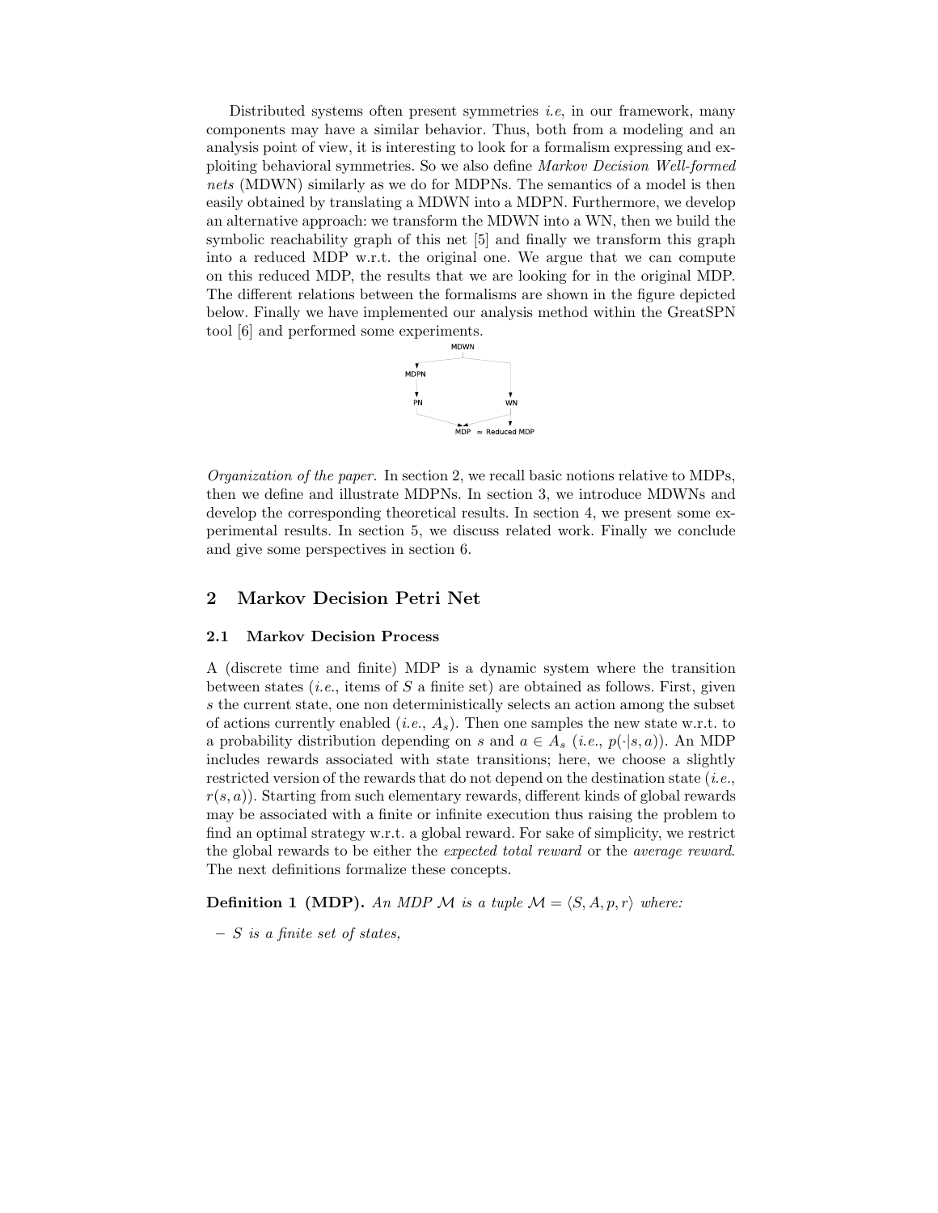Distributed systems often present symmetries *i.e*, in our framework, many components may have a similar behavior. Thus, both from a modeling and an analysis point of view, it is interesting to look for a formalism expressing and exploiting behavioral symmetries. So we also define *Markov Decision Well-formed nets* (MDWN) similarly as we do for MDPNs. The semantics of a model is then easily obtained by translating a MDWN into a MDPN. Furthermore, we develop an alternative approach: we transform the MDWN into a WN, then we build the symbolic reachability graph of this net [5] and finally we transform this graph into a reduced MDP w.r.t. the original one. We argue that we can compute on this reduced MDP, the results that we are looking for in the original MDP. The different relations between the formalisms are shown in the figure depicted below. Finally we have implemented our analysis method within the GreatSPN tool [6] and performed some experiments.

MDWN

MDPN

PN WN

MDP $\simeq$ Reduced MDP

*Organization of the paper.* In section 2, we recall basic notions relative to MDPs, then we define and illustrate MDPNs. In section 3, we introduce MDWNs and develop the corresponding theoretical results. In section 4, we present some experimental results. In section 5, we discuss related work. Finally we conclude and give some perspectives in section 6.

## 2 Markov Decision Petri Net

### 2.1 Markov Decision Process

A (discrete time and finite) MDP is a dynamic system where the transition between states (*i.e.*, items of $S$ a finite set) are obtained as follows. First, given $s$ the current state, one non deterministically selects an action among the subset of actions currently enabled (*i.e.*, $A_s$). Then one samples the new state w.r.t. to a probability distribution depending on $s$ and $a \in A_s$ (*i.e.*, $p(\cdot|s,a)$). An MDP includes rewards associated with state transitions; here, we choose a slightly restricted version of the rewards that do not depend on the destination state (*i.e.*, $r(s,a)$). Starting from such elementary rewards, different kinds of global rewards may be associated with a finite or infinite execution thus raising the problem to find an optimal strategy w.r.t. a global reward. For sake of simplicity, we restrict the global rewards to be either the *expected total reward* or the *average reward*. The next definitions formalize these concepts.

**Definition 1 (MDP).** *An MDP $\mathcal{M}$ is a tuple $\mathcal{M} = \langle S, A, p, r\rangle$ where:*

- *$S$ is a finite set of states,*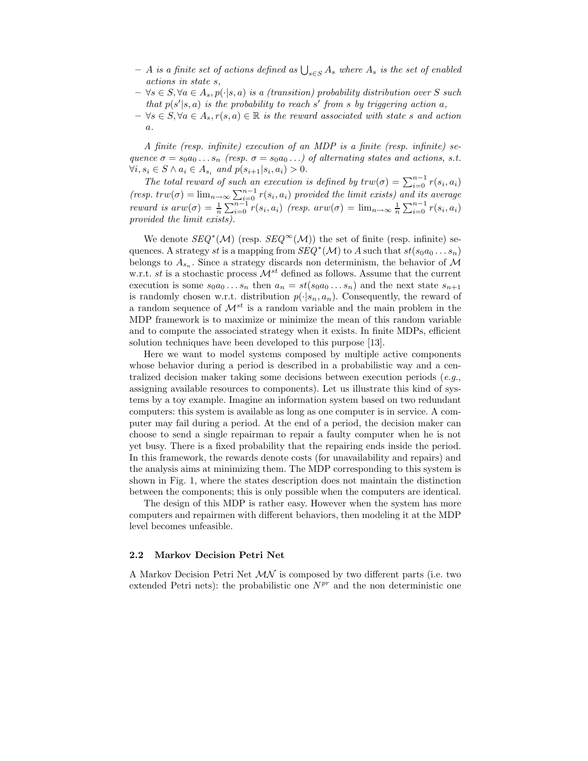- *A is a finite set of actions defined as* $\bigcup_{s \in S} A_s$ *where* $A_s$ *is the set of enabled actions in state* $s$*,*
- $\forall s \in S, \forall a \in A_s, p(\cdot|s,a)$ *is a (transition) probability distribution over* $S$ *such that* $p(s'|s,a)$ *is the probability to reach* $s'$ *from* $s$ *by triggering action* $a$*,*
- $\forall s \in S, \forall a \in A_s, r(s,a) \in \mathbb{R}$ *is the reward associated with state* $s$ *and action* $a$*.*

*A finite (resp. infinite) execution of an MDP is a finite (resp. infinite) sequence* $\sigma = s_0 a_0 \ldots s_n$ *(resp.* $\sigma = s_0 a_0 \ldots$*) of alternating states and actions, s.t.* $\forall i, s_i \in S \wedge a_i \in A_{s_i}$ *and* $p(s_{i+1}|s_i, a_i) > 0$*.*

*The total reward of such an execution is defined by* $trw(\sigma) = \sum_{i=0}^{n-1} r(s_i, a_i)$ *(resp.* $trw(\sigma) = \lim_{n\to\infty} \sum_{i=0}^{n-1} r(s_i, a_i)$ *provided the limit exists) and its average reward is* $arw(\sigma) = \frac{1}{n} \sum_{i=0}^{n-1} r(s_i, a_i)$ *(resp.* $arw(\sigma) = \lim_{n\to\infty} \frac{1}{n} \sum_{i=0}^{n-1} r(s_i, a_i)$ *provided the limit exists).*

We denote $SEQ^*(\mathcal{M})$ (resp. $SEQ^\infty(\mathcal{M})$) the set of finite (resp. infinite) sequences. A strategy $st$ is a mapping from $SEQ^*(\mathcal{M})$ to $A$ such that $st(s_0 a_0 \ldots s_n)$ belongs to $A_{s_n}$. Since a strategy discards non determinism, the behavior of $\mathcal{M}$ w.r.t. $st$ is a stochastic process $\mathcal{M}^{st}$ defined as follows. Assume that the current execution is some $s_0 a_0 \ldots s_n$ then $a_n = st(s_0 a_0 \ldots s_n)$ and the next state $s_{n+1}$ is randomly chosen w.r.t. distribution $p(\cdot|s_n, a_n)$. Consequently, the reward of a random sequence of $\mathcal{M}^{st}$ is a random variable and the main problem in the MDP framework is to maximize or minimize the mean of this random variable and to compute the associated strategy when it exists. In finite MDPs, efficient solution techniques have been developed to this purpose [13].

Here we want to model systems composed by multiple active components whose behavior during a period is described in a probabilistic way and a centralized decision maker taking some decisions between execution periods (*e.g.*, assigning available resources to components). Let us illustrate this kind of systems by a toy example. Imagine an information system based on two redundant computers: this system is available as long as one computer is in service. A computer may fail during a period. At the end of a period, the decision maker can choose to send a single repairman to repair a faulty computer when he is not yet busy. There is a fixed probability that the repairing ends inside the period. In this framework, the rewards denote costs (for unavailability and repairs) and the analysis aims at minimizing them. The MDP corresponding to this system is shown in Fig. 1, where the states description does not maintain the distinction between the components; this is only possible when the computers are identical.

The design of this MDP is rather easy. However when the system has more computers and repairmen with different behaviors, then modeling it at the MDP level becomes unfeasible.

### 2.2 Markov Decision Petri Net

A Markov Decision Petri Net $\mathcal{MN}$ is composed by two different parts (i.e. two extended Petri nets): the probabilistic one $N^{pr}$ and the non deterministic one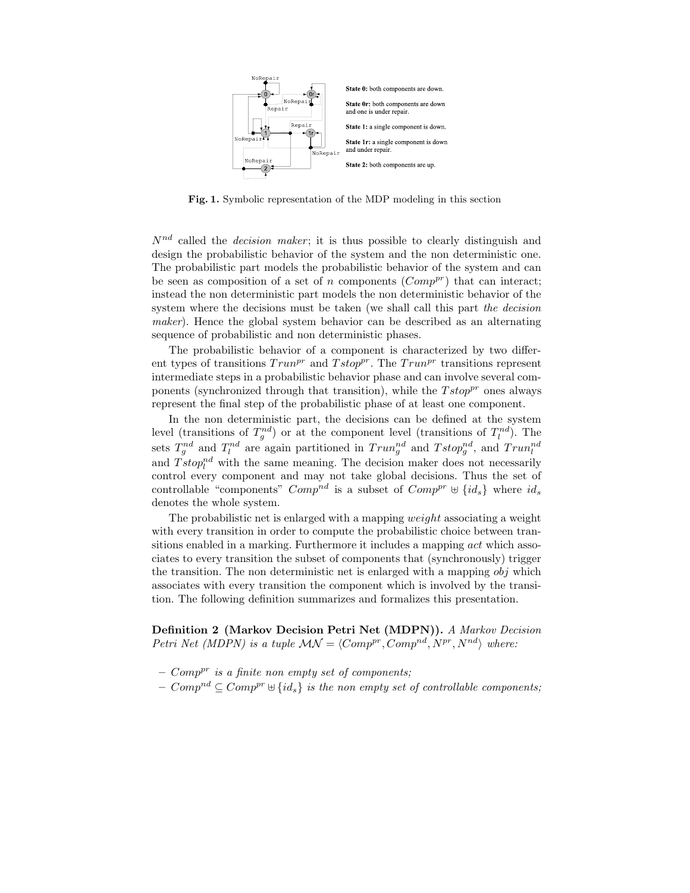Fig. 1. Symbolic representation of the MDP modeling in this section

$N^{nd}$ called the *decision maker*; it is thus possible to clearly distinguish and design the probabilistic behavior of the system and the non deterministic one. The probabilistic part models the probabilistic behavior of the system and can be seen as composition of a set of $n$ components ($Comp^{pr}$) that can interact; instead the non deterministic part models the non deterministic behavior of the system where the decisions must be taken (we shall call this part *the decision maker*). Hence the global system behavior can be described as an alternating sequence of probabilistic and non deterministic phases.

The probabilistic behavior of a component is characterized by two different types of transitions $Trun^{pr}$ and $Tstop^{pr}$. The $Trun^{pr}$ transitions represent intermediate steps in a probabilistic behavior phase and can involve several components (synchronized through that transition), while the $Tstop^{pr}$ ones always represent the final step of the probabilistic phase of at least one component.

In the non deterministic part, the decisions can be defined at the system level (transitions of $T_g^{nd}$) or at the component level (transitions of $T_l^{nd}$). The sets $T_g^{nd}$ and $T_l^{nd}$ are again partitioned in $Trun_g^{nd}$ and $Tstop_g^{nd}$, and $Trun_l^{nd}$ and $Tstop_l^{nd}$ with the same meaning. The decision maker does not necessarily control every component and may not take global decisions. Thus the set of controllable "components" $Comp^{nd}$ is a subset of $Comp^{pr} \uplus \{id_s\}$ where $id_s$ denotes the whole system.

The probabilistic net is enlarged with a mapping *weight* associating a weight with every transition in order to compute the probabilistic choice between transitions enabled in a marking. Furthermore it includes a mapping *act* which associates to every transition the subset of components that (synchronously) trigger the transition. The non deterministic net is enlarged with a mapping *obj* which associates with every transition the component which is involved by the transition. The following definition summarizes and formalizes this presentation.

**Definition 2 (Markov Decision Petri Net (MDPN)).** *A Markov Decision Petri Net (MDPN) is a tuple* $\mathcal{MN} = \langle Comp^{pr}, Comp^{nd}, N^{pr}, N^{nd} \rangle$ *where:*

- $Comp^{pr}$ *is a finite non empty set of components;*
- $Comp^{nd} \subseteq Comp^{pr} \uplus \{id_s\}$ *is the non empty set of controllable components;*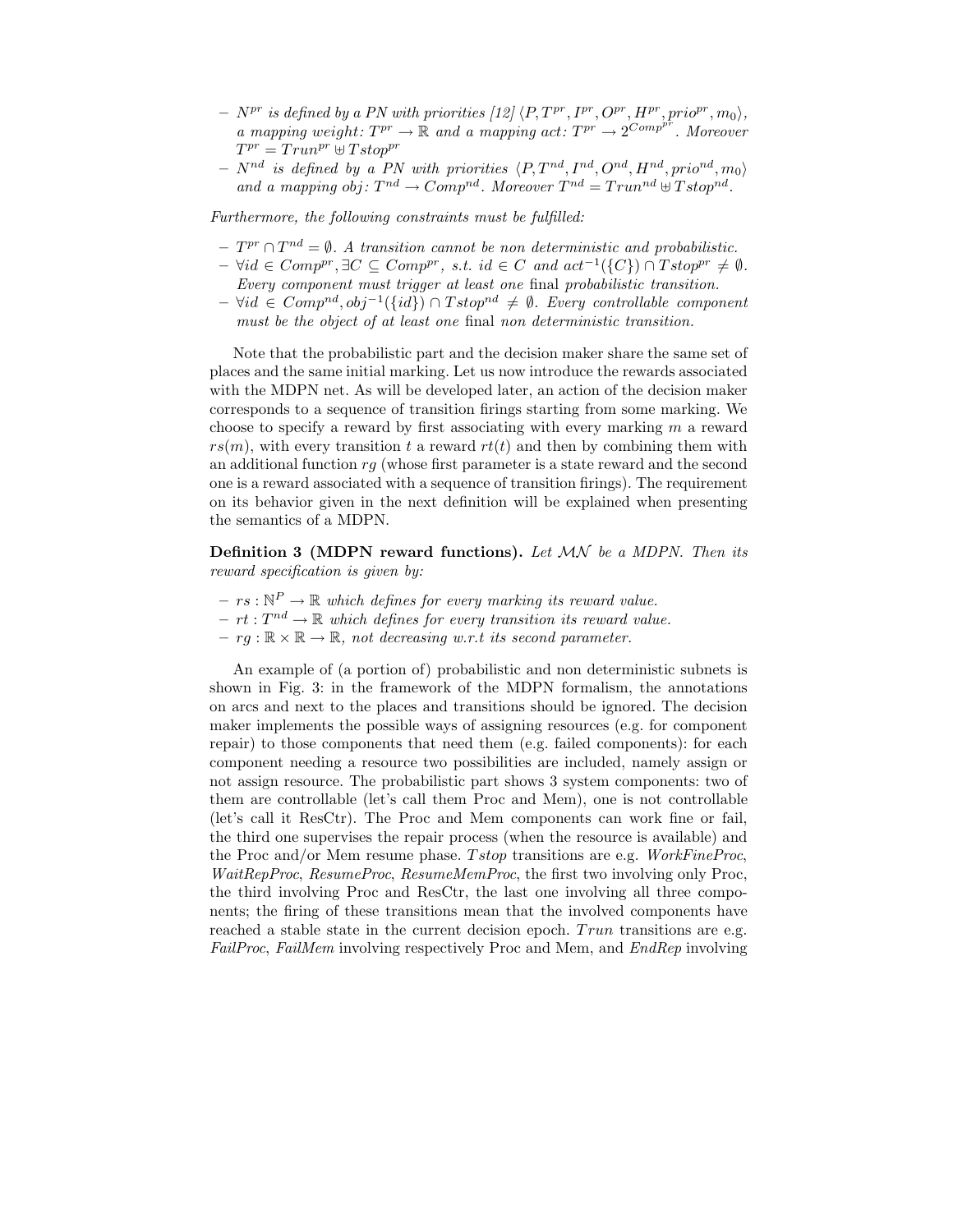- $N^{pr}$ *is defined by a PN with priorities [12]* $\langle P, T^{pr}, I^{pr}, O^{pr}, H^{pr}, prio^{pr}, m_0\rangle$, *a mapping weight:* $T^{pr} \rightarrow \mathbb{R}$ *and a mapping act:* $T^{pr} \rightarrow 2^{Comp^{pr}}$. *Moreover* $T^{pr} = Trun^{pr} \uplus Tstop^{pr}$
- $N^{nd}$ *is defined by a PN with priorities* $\langle P, T^{nd}, I^{nd}, O^{nd}, H^{nd}, prio^{nd}, m_0\rangle$ *and a mapping obj:* $T^{nd} \rightarrow Comp^{nd}$. *Moreover* $T^{nd} = Trun^{nd} \uplus Tstop^{nd}$.

*Furthermore, the following constraints must be fulfilled:*

- $T^{pr} \cap T^{nd} = \emptyset$. *A transition cannot be non deterministic and probabilistic.*
- $\forall id \in Comp^{pr}, \exists C \subseteq Comp^{pr}$, *s.t.* $id \in C$ *and* $act^{-1}(\{C\}) \cap Tstop^{pr} \neq \emptyset$. *Every component must trigger at least one* final *probabilistic transition.*
- $\forall id \in Comp^{nd}, obj^{-1}(\{id\}) \cap Tstop^{nd} \neq \emptyset$. *Every controllable component must be the object of at least one* final *non deterministic transition.*

Note that the probabilistic part and the decision maker share the same set of places and the same initial marking. Let us now introduce the rewards associated with the MDPN net. As will be developed later, an action of the decision maker corresponds to a sequence of transition firings starting from some marking. We choose to specify a reward by first associating with every marking $m$ a reward $rs(m)$, with every transition $t$ a reward $rt(t)$ and then by combining them with an additional function $rg$ (whose first parameter is a state reward and the second one is a reward associated with a sequence of transition firings). The requirement on its behavior given in the next definition will be explained when presenting the semantics of a MDPN.

**Definition 3 (MDPN reward functions).** *Let* $\mathcal{MN}$ *be a MDPN. Then its reward specification is given by:*

- $rs : \mathbb{N}^P \rightarrow \mathbb{R}$ *which defines for every marking its reward value.*
- $rt : T^{nd} \rightarrow \mathbb{R}$ *which defines for every transition its reward value.*
- $rg : \mathbb{R} \times \mathbb{R} \rightarrow \mathbb{R}$, *not decreasing w.r.t its second parameter.*

An example of (a portion of) probabilistic and non deterministic subnets is shown in Fig. 3: in the framework of the MDPN formalism, the annotations on arcs and next to the places and transitions should be ignored. The decision maker implements the possible ways of assigning resources (e.g. for component repair) to those components that need them (e.g. failed components): for each component needing a resource two possibilities are included, namely assign or not assign resource. The probabilistic part shows 3 system components: two of them are controllable (let's call them Proc and Mem), one is not controllable (let's call it ResCtr). The Proc and Mem components can work fine or fail, the third one supervises the repair process (when the resource is available) and the Proc and/or Mem resume phase. $Tstop$ transitions are e.g. *WorkFineProc*, *WaitRepProc*, *ResumeProc*, *ResumeMemProc*, the first two involving only Proc, the third involving Proc and ResCtr, the last one involving all three components; the firing of these transitions mean that the involved components have reached a stable state in the current decision epoch. $Trun$ transitions are e.g. *FailProc*, *FailMem* involving respectively Proc and Mem, and *EndRep* involving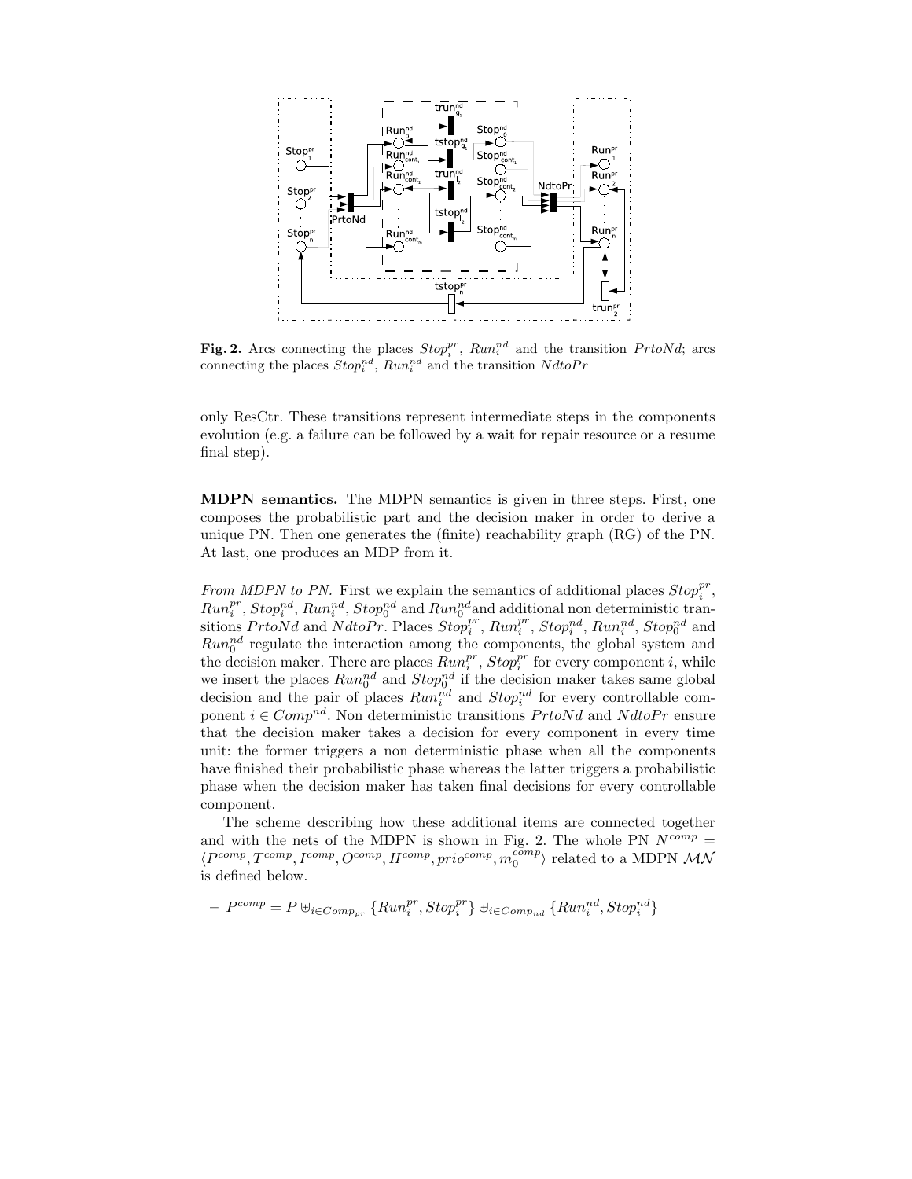**Fig. 2.** Arcs connecting the places $Stop_i^{pr}$, $Run_i^{nd}$ and the transition $PrtoNd$; arcs connecting the places $Stop_i^{nd}$, $Run_i^{nd}$ and the transition $NdtoPr$

only ResCtr. These transitions represent intermediate steps in the components evolution (e.g. a failure can be followed by a wait for repair resource or a resume final step).

**MDPN semantics.** The MDPN semantics is given in three steps. First, one composes the probabilistic part and the decision maker in order to derive a unique PN. Then one generates the (finite) reachability graph (RG) of the PN. At last, one produces an MDP from it.

*From MDPN to PN.* First we explain the semantics of additional places $Stop_i^{pr}$, $Run_i^{pr}$, $Stop_i^{nd}$, $Run_i^{nd}$, $Stop_0^{nd}$ and $Run_0^{nd}$and additional non deterministic transitions $PrtoNd$ and $NdtoPr$. Places $Stop_i^{pr}$, $Run_i^{pr}$, $Stop_i^{nd}$, $Run_i^{nd}$, $Stop_0^{nd}$ and $Run_0^{nd}$ regulate the interaction among the components, the global system and the decision maker. There are places $Run_i^{pr}$, $Stop_i^{pr}$ for every component $i$, while we insert the places $Run_0^{nd}$ and $Stop_0^{nd}$ if the decision maker takes same global decision and the pair of places $Run_i^{nd}$ and $Stop_i^{nd}$ for every controllable component $i \in Comp^{nd}$. Non deterministic transitions $PrtoNd$ and $NdtoPr$ ensure that the decision maker takes a decision for every component in every time unit: the former triggers a non deterministic phase when all the components have finished their probabilistic phase whereas the latter triggers a probabilistic phase when the decision maker has taken final decisions for every controllable component.

The scheme describing how these additional items are connected together and with the nets of the MDPN is shown in Fig. 2. The whole PN $N^{comp} = \langle P^{comp}, T^{comp}, I^{comp}, O^{comp}, H^{comp}, prio^{comp}, m_0^{comp} \rangle$ related to a MDPN $\mathcal{MN}$ is defined below.

– $P^{comp} = P \uplus_{i \in Comp_{pr}} \{Run_i^{pr}, Stop_i^{pr}\} \uplus_{i \in Comp_{nd}} \{Run_i^{nd}, Stop_i^{nd}\}$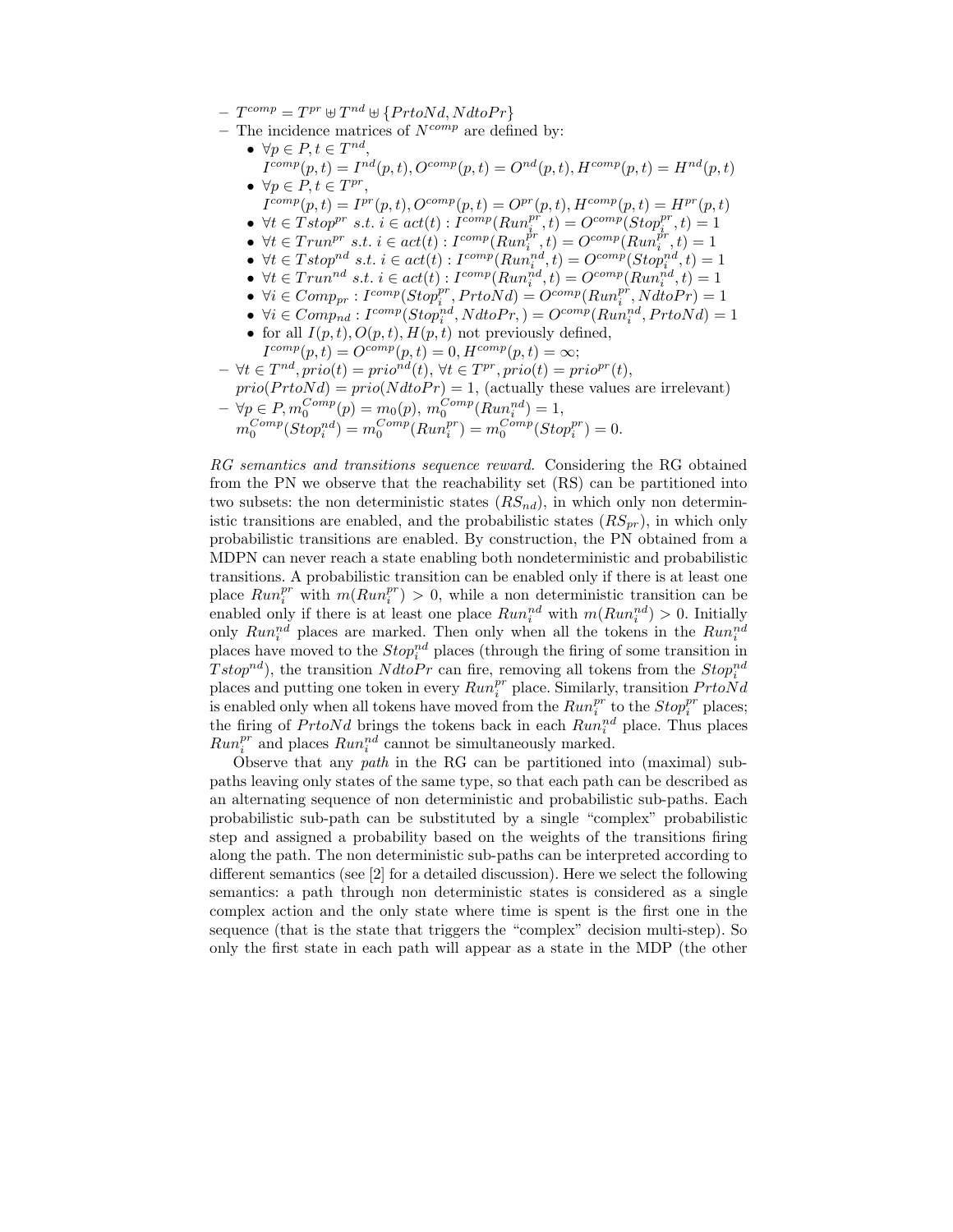- $T^{comp} = T^{pr} \uplus T^{nd} \uplus \{PrtoNd, NdtoPr\}$
- The incidence matrices of $N^{comp}$ are defined by:
  - $\forall p \in P, t \in T^{nd}$,
    $I^{comp}(p,t) = I^{nd}(p,t), O^{comp}(p,t) = O^{nd}(p,t), H^{comp}(p,t) = H^{nd}(p,t)$
  - $\forall p \in P, t \in T^{pr}$,
    $I^{comp}(p,t) = I^{pr}(p,t), O^{comp}(p,t) = O^{pr}(p,t), H^{comp}(p,t) = H^{pr}(p,t)$
  - $\forall t \in Tstop^{pr} \ s.t. \ i \in act(t) : I^{comp}(Run_i^{pr}, t) = O^{comp}(Stop_i^{pr}, t) = 1$
  - $\forall t \in Trun^{pr} \ s.t. \ i \in act(t) : I^{comp}(Run_i^{pr}, t) = O^{comp}(Run_i^{pr}, t) = 1$
  - $\forall t \in Tstop^{nd} \ s.t. \ i \in act(t) : I^{comp}(Run_i^{nd}, t) = O^{comp}(Stop_i^{nd}, t) = 1$
  - $\forall t \in Trun^{nd} \ s.t. \ i \in act(t) : I^{comp}(Run_i^{nd}, t) = O^{comp}(Run_i^{nd}, t) = 1$
  - $\forall i \in Comp_{pr} : I^{comp}(Stop_i^{pr}, PrtoNd) = O^{comp}(Run_i^{pr}, NdtoPr) = 1$
  - $\forall i \in Comp_{nd} : I^{comp}(Stop_i^{nd}, NdtoPr,) = O^{comp}(Run_i^{nd}, PrtoNd) = 1$
  - for all $I(p,t), O(p,t), H(p,t)$ not previously defined,
    $I^{comp}(p,t) = O^{comp}(p,t) = 0, H^{comp}(p,t) = \infty$;
- $\forall t \in T^{nd}, prio(t) = prio^{nd}(t), \ \forall t \in T^{pr}, prio(t) = prio^{pr}(t)$,
  $prio(PrtoNd) = prio(NdtoPr) = 1$, (actually these values are irrelevant)
- $\forall p \in P, m_0^{Comp}(p) = m_0(p), \ m_0^{Comp}(Run_i^{nd}) = 1$,
  $m_0^{Comp}(Stop_i^{nd}) = m_0^{Comp}(Run_i^{pr}) = m_0^{Comp}(Stop_i^{pr}) = 0$.

*RG semantics and transitions sequence reward.* Considering the RG obtained from the PN we observe that the reachability set (RS) can be partitioned into two subsets: the non deterministic states ($RS_{nd}$), in which only non deterministic transitions are enabled, and the probabilistic states ($RS_{pr}$), in which only probabilistic transitions are enabled. By construction, the PN obtained from a MDPN can never reach a state enabling both nondeterministic and probabilistic transitions. A probabilistic transition can be enabled only if there is at least one place $Run_i^{pr}$ with $m(Run_i^{pr}) > 0$, while a non deterministic transition can be enabled only if there is at least one place $Run_i^{nd}$ with $m(Run_i^{nd}) > 0$. Initially only $Run_i^{nd}$ places are marked. Then only when all the tokens in the $Run_i^{nd}$ places have moved to the $Stop_i^{nd}$ places (through the firing of some transition in $Tstop^{nd}$), the transition $NdtoPr$ can fire, removing all tokens from the $Stop_i^{nd}$ places and putting one token in every $Run_i^{pr}$ place. Similarly, transition $PrtoNd$ is enabled only when all tokens have moved from the $Run_i^{pr}$ to the $Stop_i^{pr}$ places; the firing of $PrtoNd$ brings the tokens back in each $Run_i^{nd}$ place. Thus places $Run_i^{pr}$ and places $Run_i^{nd}$ cannot be simultaneously marked.

Observe that any *path* in the RG can be partitioned into (maximal) subpaths leaving only states of the same type, so that each path can be described as an alternating sequence of non deterministic and probabilistic sub-paths. Each probabilistic sub-path can be substituted by a single "complex" probabilistic step and assigned a probability based on the weights of the transitions firing along the path. The non deterministic sub-paths can be interpreted according to different semantics (see [2] for a detailed discussion). Here we select the following semantics: a path through non deterministic states is considered as a single complex action and the only state where time is spent is the first one in the sequence (that is the state that triggers the "complex" decision multi-step). So only the first state in each path will appear as a state in the MDP (the other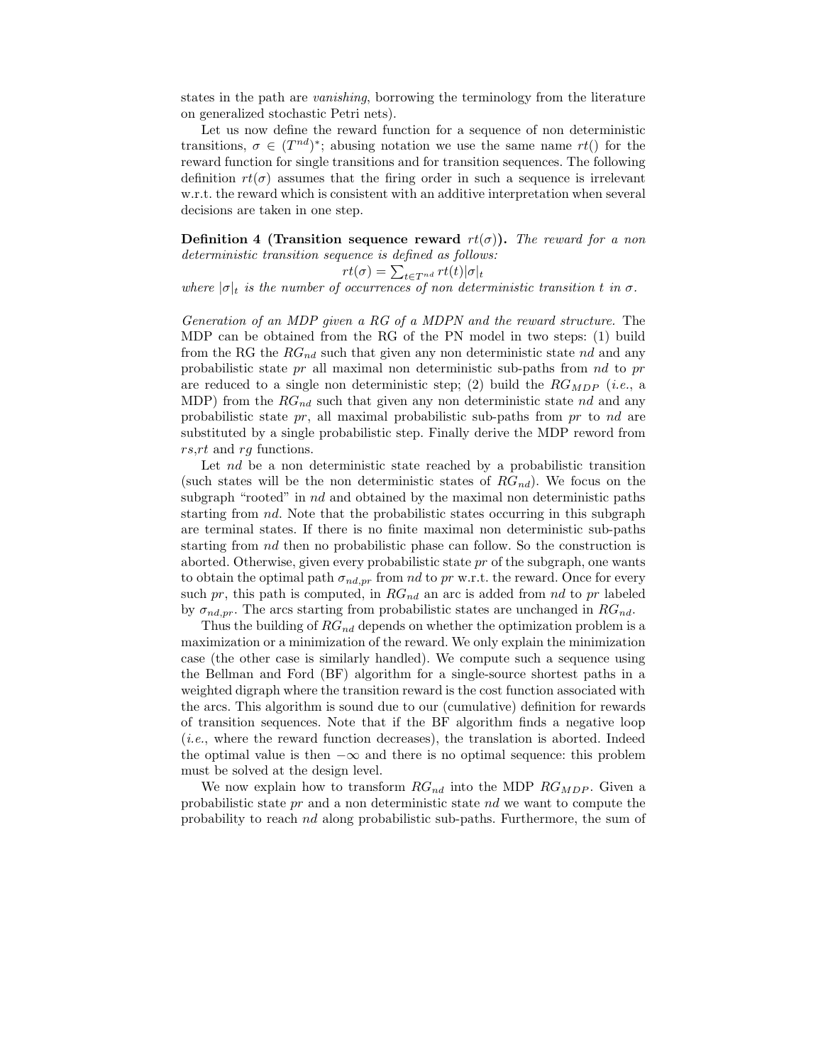states in the path are *vanishing*, borrowing the terminology from the literature on generalized stochastic Petri nets).

Let us now define the reward function for a sequence of non deterministic transitions, $\sigma \in (T^{nd})^*$; abusing notation we use the same name $rt()$ for the reward function for single transitions and for transition sequences. The following definition $rt(\sigma)$ assumes that the firing order in such a sequence is irrelevant w.r.t. the reward which is consistent with an additive interpretation when several decisions are taken in one step.

**Definition 4 (Transition sequence reward $rt(\sigma)$).** *The reward for a non deterministic transition sequence is defined as follows:*

$$rt(\sigma) = \sum_{t \in T^{nd}} rt(t)|\sigma|_t$$

*where $|\sigma|_t$ is the number of occurrences of non deterministic transition $t$ in $\sigma$.*

*Generation of an MDP given a RG of a MDPN and the reward structure.* The MDP can be obtained from the RG of the PN model in two steps: (1) build from the RG the $RG_{nd}$ such that given any non deterministic state $nd$ and any probabilistic state $pr$ all maximal non deterministic sub-paths from $nd$ to $pr$ are reduced to a single non deterministic step; (2) build the $RG_{MDP}$ (*i.e.*, a MDP) from the $RG_{nd}$ such that given any non deterministic state $nd$ and any probabilistic state $pr$, all maximal probabilistic sub-paths from $pr$ to $nd$ are substituted by a single probabilistic step. Finally derive the MDP reword from $rs$,$rt$ and $rg$ functions.

Let $nd$ be a non deterministic state reached by a probabilistic transition (such states will be the non deterministic states of $RG_{nd}$). We focus on the subgraph "rooted" in $nd$ and obtained by the maximal non deterministic paths starting from $nd$. Note that the probabilistic states occurring in this subgraph are terminal states. If there is no finite maximal non deterministic sub-paths starting from $nd$ then no probabilistic phase can follow. So the construction is aborted. Otherwise, given every probabilistic state $pr$ of the subgraph, one wants to obtain the optimal path $\sigma_{nd,pr}$ from $nd$ to $pr$ w.r.t. the reward. Once for every such $pr$, this path is computed, in $RG_{nd}$ an arc is added from $nd$ to $pr$ labeled by $\sigma_{nd,pr}$. The arcs starting from probabilistic states are unchanged in $RG_{nd}$.

Thus the building of $RG_{nd}$ depends on whether the optimization problem is a maximization or a minimization of the reward. We only explain the minimization case (the other case is similarly handled). We compute such a sequence using the Bellman and Ford (BF) algorithm for a single-source shortest paths in a weighted digraph where the transition reward is the cost function associated with the arcs. This algorithm is sound due to our (cumulative) definition for rewards of transition sequences. Note that if the BF algorithm finds a negative loop (*i.e.*, where the reward function decreases), the translation is aborted. Indeed the optimal value is then $-\infty$ and there is no optimal sequence: this problem must be solved at the design level.

We now explain how to transform $RG_{nd}$ into the MDP $RG_{MDP}$. Given a probabilistic state $pr$ and a non deterministic state $nd$ we want to compute the probability to reach $nd$ along probabilistic sub-paths. Furthermore, the sum of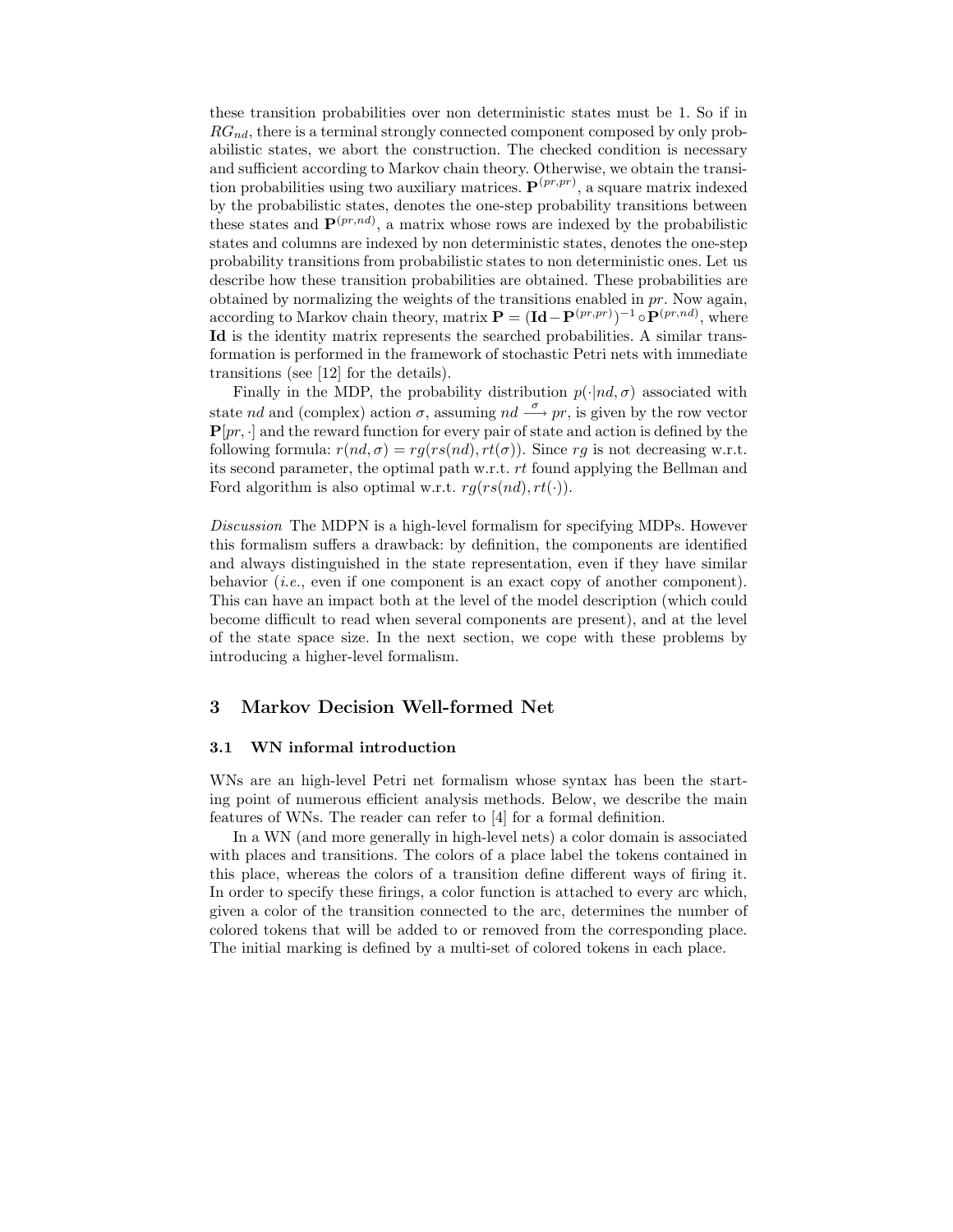these transition probabilities over non deterministic states must be 1. So if in $RG_{nd}$, there is a terminal strongly connected component composed by only probabilistic states, we abort the construction. The checked condition is necessary and sufficient according to Markov chain theory. Otherwise, we obtain the transition probabilities using two auxiliary matrices. $\mathbf{P}^{(pr,pr)}$, a square matrix indexed by the probabilistic states, denotes the one-step probability transitions between these states and $\mathbf{P}^{(pr,nd)}$, a matrix whose rows are indexed by the probabilistic states and columns are indexed by non deterministic states, denotes the one-step probability transitions from probabilistic states to non deterministic ones. Let us describe how these transition probabilities are obtained. These probabilities are obtained by normalizing the weights of the transitions enabled in $pr$. Now again, according to Markov chain theory, matrix $\mathbf{P} = (\mathbf{Id} - \mathbf{P}^{(pr,pr)})^{-1} \circ \mathbf{P}^{(pr,nd)}$, where $\mathbf{Id}$ is the identity matrix represents the searched probabilities. A similar transformation is performed in the framework of stochastic Petri nets with immediate transitions (see [12] for the details).

Finally in the MDP, the probability distribution $p(\cdot|nd, \sigma)$ associated with state $nd$ and (complex) action $\sigma$, assuming $nd \xrightarrow{\sigma} pr$, is given by the row vector $\mathbf{P}[pr, \cdot]$ and the reward function for every pair of state and action is defined by the following formula: $r(nd, \sigma) = rg(rs(nd), rt(\sigma))$. Since $rg$ is not decreasing w.r.t. its second parameter, the optimal path w.r.t. $rt$ found applying the Bellman and Ford algorithm is also optimal w.r.t. $rg(rs(nd), rt(\cdot))$.

*Discussion* The MDPN is a high-level formalism for specifying MDPs. However this formalism suffers a drawback: by definition, the components are identified and always distinguished in the state representation, even if they have similar behavior (*i.e.*, even if one component is an exact copy of another component). This can have an impact both at the level of the model description (which could become difficult to read when several components are present), and at the level of the state space size. In the next section, we cope with these problems by introducing a higher-level formalism.

## 3 Markov Decision Well-formed Net

### 3.1 WN informal introduction

WNs are an high-level Petri net formalism whose syntax has been the starting point of numerous efficient analysis methods. Below, we describe the main features of WNs. The reader can refer to [4] for a formal definition.

In a WN (and more generally in high-level nets) a color domain is associated with places and transitions. The colors of a place label the tokens contained in this place, whereas the colors of a transition define different ways of firing it. In order to specify these firings, a color function is attached to every arc which, given a color of the transition connected to the arc, determines the number of colored tokens that will be added to or removed from the corresponding place. The initial marking is defined by a multi-set of colored tokens in each place.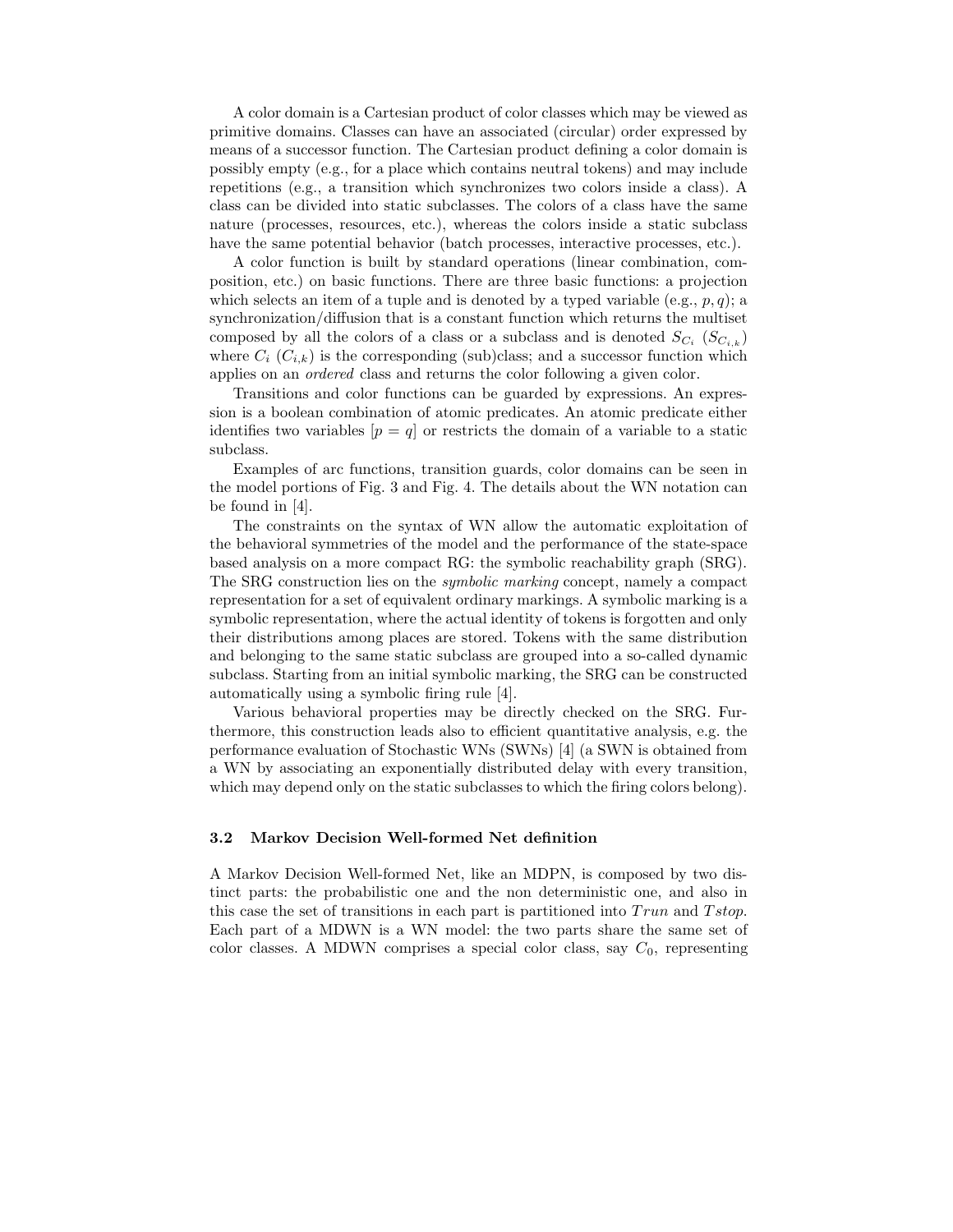A color domain is a Cartesian product of color classes which may be viewed as primitive domains. Classes can have an associated (circular) order expressed by means of a successor function. The Cartesian product defining a color domain is possibly empty (e.g., for a place which contains neutral tokens) and may include repetitions (e.g., a transition which synchronizes two colors inside a class). A class can be divided into static subclasses. The colors of a class have the same nature (processes, resources, etc.), whereas the colors inside a static subclass have the same potential behavior (batch processes, interactive processes, etc.).

A color function is built by standard operations (linear combination, composition, etc.) on basic functions. There are three basic functions: a projection which selects an item of a tuple and is denoted by a typed variable (e.g., $p, q$); a synchronization/diffusion that is a constant function which returns the multiset composed by all the colors of a class or a subclass and is denoted $S_{C_i}$ ($S_{C_{i,k}}$) where $C_i$ ($C_{i,k}$) is the corresponding (sub)class; and a successor function which applies on an *ordered* class and returns the color following a given color.

Transitions and color functions can be guarded by expressions. An expression is a boolean combination of atomic predicates. An atomic predicate either identifies two variables $[p = q]$ or restricts the domain of a variable to a static subclass.

Examples of arc functions, transition guards, color domains can be seen in the model portions of Fig. 3 and Fig. 4. The details about the WN notation can be found in [4].

The constraints on the syntax of WN allow the automatic exploitation of the behavioral symmetries of the model and the performance of the state-space based analysis on a more compact RG: the symbolic reachability graph (SRG). The SRG construction lies on the *symbolic marking* concept, namely a compact representation for a set of equivalent ordinary markings. A symbolic marking is a symbolic representation, where the actual identity of tokens is forgotten and only their distributions among places are stored. Tokens with the same distribution and belonging to the same static subclass are grouped into a so-called dynamic subclass. Starting from an initial symbolic marking, the SRG can be constructed automatically using a symbolic firing rule [4].

Various behavioral properties may be directly checked on the SRG. Furthermore, this construction leads also to efficient quantitative analysis, e.g. the performance evaluation of Stochastic WNs (SWNs) [4] (a SWN is obtained from a WN by associating an exponentially distributed delay with every transition, which may depend only on the static subclasses to which the firing colors belong).

### 3.2 Markov Decision Well-formed Net definition

A Markov Decision Well-formed Net, like an MDPN, is composed by two distinct parts: the probabilistic one and the non deterministic one, and also in this case the set of transitions in each part is partitioned into $Trun$ and $Tstop$. Each part of a MDWN is a WN model: the two parts share the same set of color classes. A MDWN comprises a special color class, say $C_0$, representing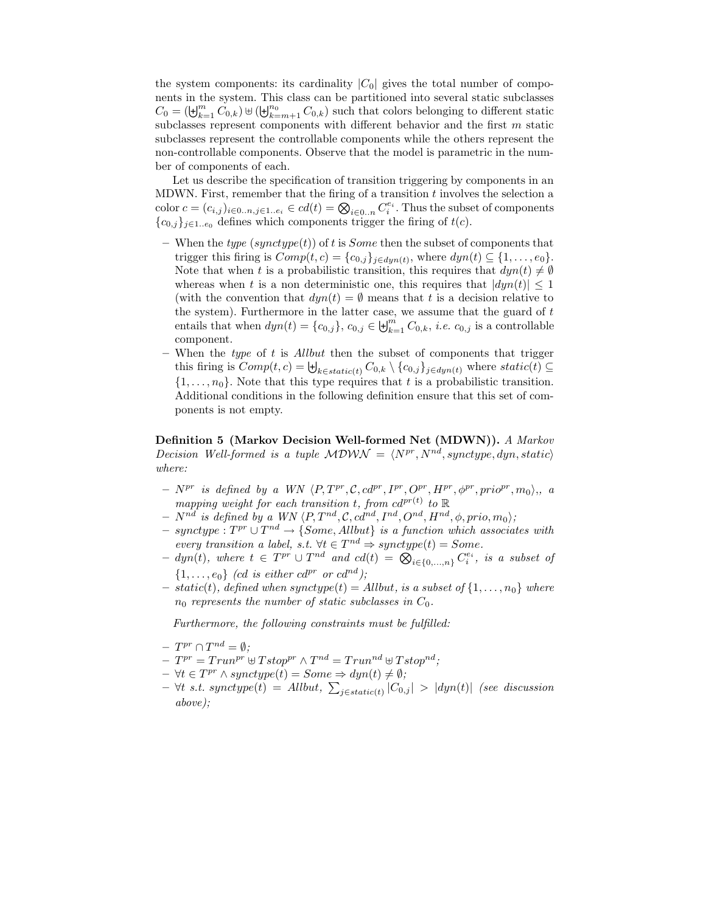the system components: its cardinality $|C_0|$ gives the total number of components in the system. This class can be partitioned into several static subclasses $C_0 = (\biguplus_{k=1}^{m} C_{0,k}) \uplus (\biguplus_{k=m+1}^{n_0} C_{0,k})$ such that colors belonging to different static subclasses represent components with different behavior and the first $m$ static subclasses represent the controllable components while the others represent the non-controllable components. Observe that the model is parametric in the number of components of each.

Let us describe the specification of transition triggering by components in an MDWN. First, remember that the firing of a transition $t$ involves the selection a color $c = (c_{i,j})_{i \in 0..n, j \in 1..e_i} \in cd(t) = \bigotimes_{i \in 0..n} C_i^{e_i}$. Thus the subset of components $\{c_{0,j}\}_{j \in 1..e_0}$ defines which components trigger the firing of $t(c)$.

- When the *type* ($synctype(t)$) of $t$ is *Some* then the subset of components that trigger this firing is $Comp(t, c) = \{c_{0,j}\}_{j \in dyn(t)}$, where $dyn(t) \subseteq \{1, \ldots, e_0\}$. Note that when $t$ is a probabilistic transition, this requires that $dyn(t) \neq \emptyset$ whereas when $t$ is a non deterministic one, this requires that $|dyn(t)| \leq 1$ (with the convention that $dyn(t) = \emptyset$ means that $t$ is a decision relative to the system). Furthermore in the latter case, we assume that the guard of $t$ entails that when $dyn(t) = \{c_{0,j}\}$, $c_{0,j} \in \biguplus_{k=1}^{m} C_{0,k}$, *i.e.* $c_{0,j}$ is a controllable component.
- When the *type* of $t$ is *Allbut* then the subset of components that trigger this firing is $Comp(t, c) = \biguplus_{k \in static(t)} C_{0,k} \setminus \{c_{0,j}\}_{j \in dyn(t)}$ where $static(t) \subseteq \{1, \ldots, n_0\}$. Note that this type requires that $t$ is a probabilistic transition. Additional conditions in the following definition ensure that this set of components is not empty.

**Definition 5 (Markov Decision Well-formed Net (MDWN)).** *A Markov Decision Well-formed is a tuple $\mathcal{MDWN} = \langle N^{pr}, N^{nd}, synctype, dyn, static \rangle$ where:*

- *$N^{pr}$ is defined by a WN $\langle P, T^{pr}, \mathcal{C}, cd^{pr}, I^{pr}, O^{pr}, H^{pr}, \phi^{pr}, prio^{pr}, m_0 \rangle$,, a mapping weight for each transition $t$, from $cd^{pr(t)}$ to $\mathbb{R}$*
- *$N^{nd}$ is defined by a WN $\langle P, T^{nd}, \mathcal{C}, cd^{nd}, I^{nd}, O^{nd}, H^{nd}, \phi, prio, m_0 \rangle$;*
- *$synctype : T^{pr} \cup T^{nd} \to \{Some, Allbut\}$ is a function which associates with every transition a label, s.t. $\forall t \in T^{nd} \Rightarrow synctype(t) = Some$.*
- *$dyn(t)$, where $t \in T^{pr} \cup T^{nd}$ and $cd(t) = \bigotimes_{i \in \{0,\ldots,n\}} C_i^{e_i}$, is a subset of $\{1, \ldots, e_0\}$ (cd is either $cd^{pr}$ or $cd^{nd}$);*
- *$static(t)$, defined when $synctype(t) = Allbut$, is a subset of $\{1, \ldots, n_0\}$ where $n_0$ represents the number of static subclasses in $C_0$.*

*Furthermore, the following constraints must be fulfilled:*

- *$T^{pr} \cap T^{nd} = \emptyset$;*
- *$T^{pr} = Trun^{pr} \uplus Tstop^{pr} \wedge T^{nd} = Trun^{nd} \uplus Tstop^{nd}$;*
- *$\forall t \in T^{pr} \wedge synctype(t) = Some \Rightarrow dyn(t) \neq \emptyset$;*
- *$\forall t$ s.t. $synctype(t) = Allbut$, $\sum_{j \in static(t)} |C_{0,j}| > |dyn(t)|$ (see discussion above);*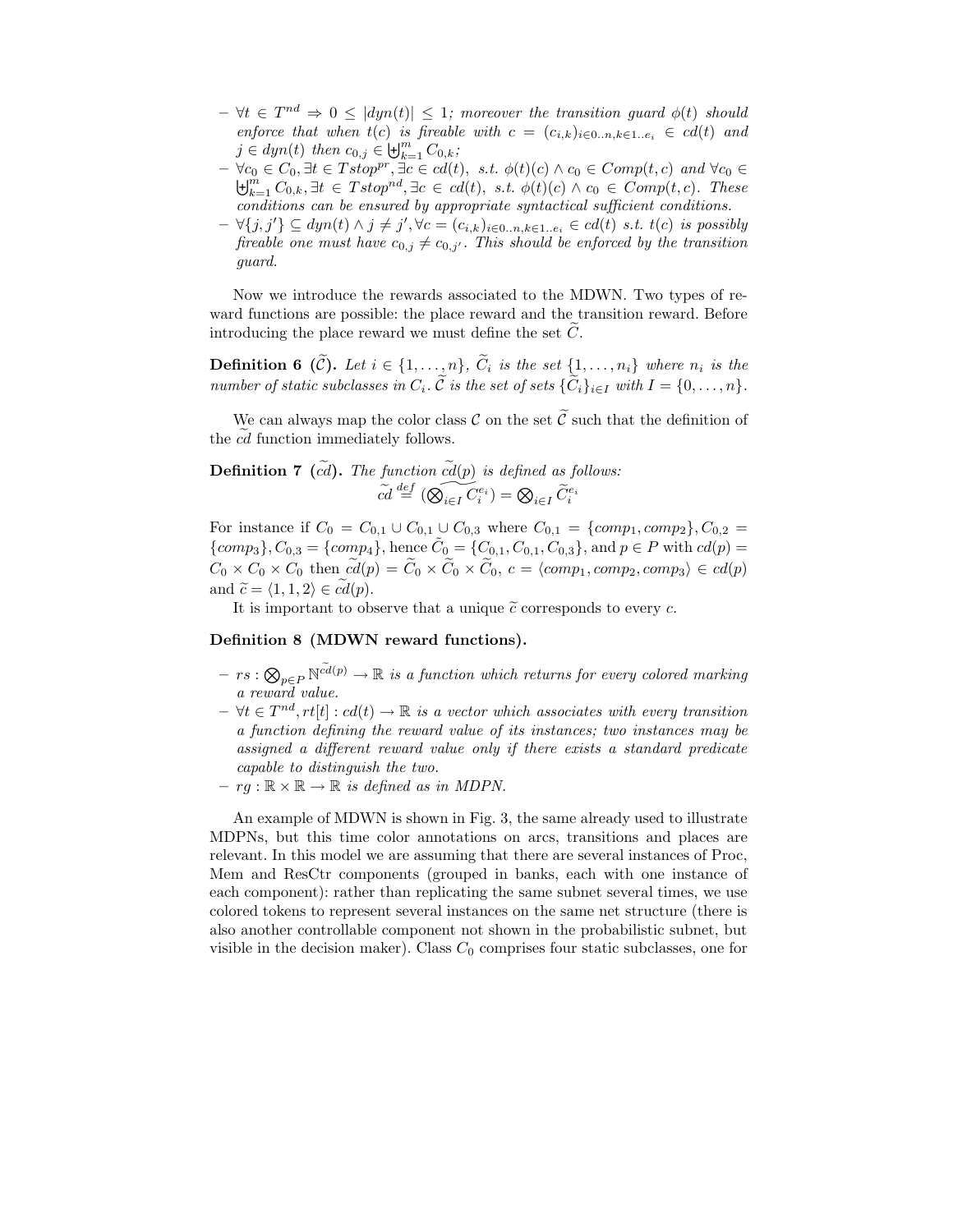- $\forall t \in T^{nd} \Rightarrow 0 \leq |dyn(t)| \leq 1$; *moreover the transition guard* $\phi(t)$ *should enforce that when* $t(c)$ *is fireable with* $c = (c_{i,k})_{i \in 0..n, k \in 1..e_i} \in cd(t)$ *and* $j \in dyn(t)$ *then* $c_{0,j} \in \biguplus_{k=1}^{m} C_{0,k}$;
- $\forall c_0 \in C_0, \exists t \in Tstop^{pr}, \exists c \in cd(t)$, *s.t.* $\phi(t)(c) \wedge c_0 \in Comp(t,c)$ *and* $\forall c_0 \in \biguplus_{k=1}^{m} C_{0,k}, \exists t \in Tstop^{nd}, \exists c \in cd(t)$, *s.t.* $\phi(t)(c) \wedge c_0 \in Comp(t,c)$. *These conditions can be ensured by appropriate syntactical sufficient conditions.*
- $\forall \{j, j'\} \subseteq dyn(t) \wedge j \neq j', \forall c = (c_{i,k})_{i \in 0..n, k \in 1..e_i} \in cd(t)$ *s.t.* $t(c)$ *is possibly fireable one must have* $c_{0,j} \neq c_{0,j'}$. *This should be enforced by the transition guard.*

Now we introduce the rewards associated to the MDWN. Two types of reward functions are possible: the place reward and the transition reward. Before introducing the place reward we must define the set $\widetilde{C}$.

**Definition 6 ($\widetilde{\mathcal{C}}$).** *Let* $i \in \{1, \ldots, n\}$, $\widetilde{C}_i$ *is the set* $\{1, \ldots, n_i\}$ *where* $n_i$ *is the number of static subclasses in* $C_i$. $\widetilde{\mathcal{C}}$ *is the set of sets* $\{\widetilde{C}_i\}_{i \in I}$ *with* $I = \{0, \ldots, n\}$.

We can always map the color class $\mathcal{C}$ on the set $\widetilde{\mathcal{C}}$ such that the definition of the $\widetilde{cd}$ function immediately follows.

**Definition 7 ($\widetilde{cd}$).** *The function* $\widetilde{cd}(p)$ *is defined as follows:*

$$\widetilde{cd} \stackrel{def}{=} (\widetilde{\bigotimes_{i \in I} C_i^{e_i}}) = \bigotimes_{i \in I} \widetilde{C}_i^{e_i}$$

For instance if $C_0 = C_{0,1} \cup C_{0,1} \cup C_{0,3}$ where $C_{0,1} = \{comp_1, comp_2\}, C_{0,2} = \{comp_3\}, C_{0,3} = \{comp_4\}$, hence $\widetilde{C}_0 = \{C_{0,1}, C_{0,1}, C_{0,3}\}$, and $p \in P$ with $cd(p) = C_0 \times C_0 \times C_0$ then $\widetilde{cd}(p) = \widetilde{C}_0 \times \widetilde{C}_0 \times \widetilde{C}_0$, $c = \langle comp_1, comp_2, comp_3 \rangle \in cd(p)$ and $\widetilde{c} = \langle 1, 1, 2 \rangle \in \widetilde{cd}(p)$.

It is important to observe that a unique $\widetilde{c}$ corresponds to every $c$.

**Definition 8 (MDWN reward functions).**

- $rs : \bigotimes_{p \in P} \mathbb{N}^{\widetilde{cd}(p)} \rightarrow \mathbb{R}$ *is a function which returns for every colored marking a reward value.*
- $\forall t \in T^{nd}, rt[t] : cd(t) \rightarrow \mathbb{R}$ *is a vector which associates with every transition a function defining the reward value of its instances; two instances may be assigned a different reward value only if there exists a standard predicate capable to distinguish the two.*
- $rg : \mathbb{R} \times \mathbb{R} \rightarrow \mathbb{R}$ *is defined as in MDPN.*

An example of MDWN is shown in Fig. 3, the same already used to illustrate MDPNs, but this time color annotations on arcs, transitions and places are relevant. In this model we are assuming that there are several instances of Proc, Mem and ResCtr components (grouped in banks, each with one instance of each component): rather than replicating the same subnet several times, we use colored tokens to represent several instances on the same net structure (there is also another controllable component not shown in the probabilistic subnet, but visible in the decision maker). Class $C_0$ comprises four static subclasses, one for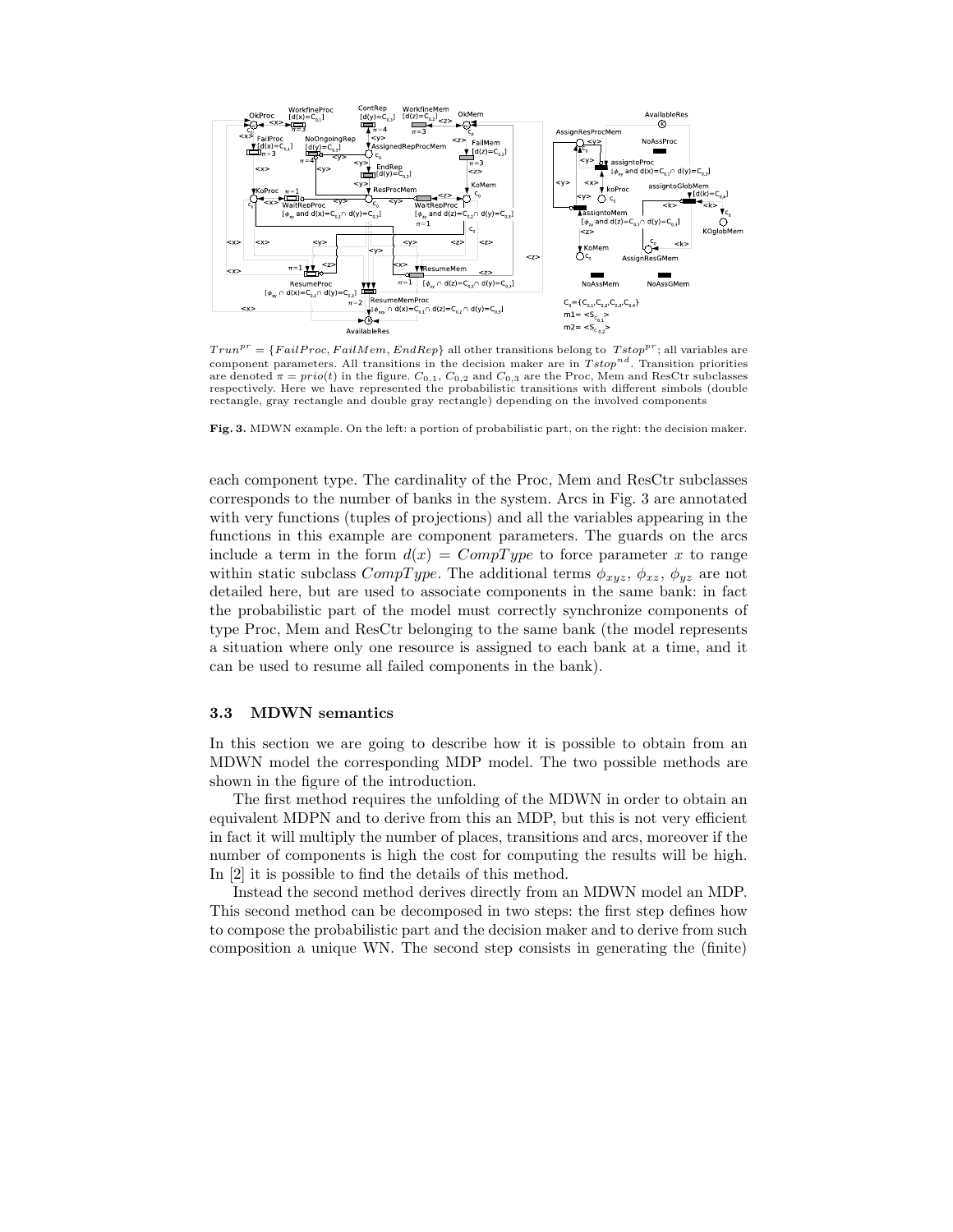$Trun^{pr} = \{FailProc, FailMem, EndRep\}$ all other transitions belong to $Tstop^{pr}$; all variables are component parameters. All transitions in the decision maker are in $Tstop^{nd}$. Transition priorities are denoted $\pi = prio(t)$ in the figure. $C_{0,1}$, $C_{0,2}$ and $C_{0,3}$ are the Proc, Mem and ResCtr subclasses respectively. Here we have represented the probabilistic transitions with different simbols (double rectangle, gray rectangle and double gray rectangle) depending on the involved components

**Fig. 3.** MDWN example. On the left: a portion of probabilistic part, on the right: the decision maker.

each component type. The cardinality of the Proc, Mem and ResCtr subclasses corresponds to the number of banks in the system. Arcs in Fig. 3 are annotated with very functions (tuples of projections) and all the variables appearing in the functions in this example are component parameters. The guards on the arcs include a term in the form $d(x) = CompType$ to force parameter $x$ to range within static subclass $CompType$. The additional terms $\phi_{xyz}$, $\phi_{xz}$, $\phi_{yz}$ are not detailed here, but are used to associate components in the same bank: in fact the probabilistic part of the model must correctly synchronize components of type Proc, Mem and ResCtr belonging to the same bank (the model represents a situation where only one resource is assigned to each bank at a time, and it can be used to resume all failed components in the bank).

### 3.3 MDWN semantics

In this section we are going to describe how it is possible to obtain from an MDWN model the corresponding MDP model. The two possible methods are shown in the figure of the introduction.

The first method requires the unfolding of the MDWN in order to obtain an equivalent MDPN and to derive from this an MDP, but this is not very efficient in fact it will multiply the number of places, transitions and arcs, moreover if the number of components is high the cost for computing the results will be high. In [2] it is possible to find the details of this method.

Instead the second method derives directly from an MDWN model an MDP. This second method can be decomposed in two steps: the first step defines how to compose the probabilistic part and the decision maker and to derive from such composition a unique WN. The second step consists in generating the (finite)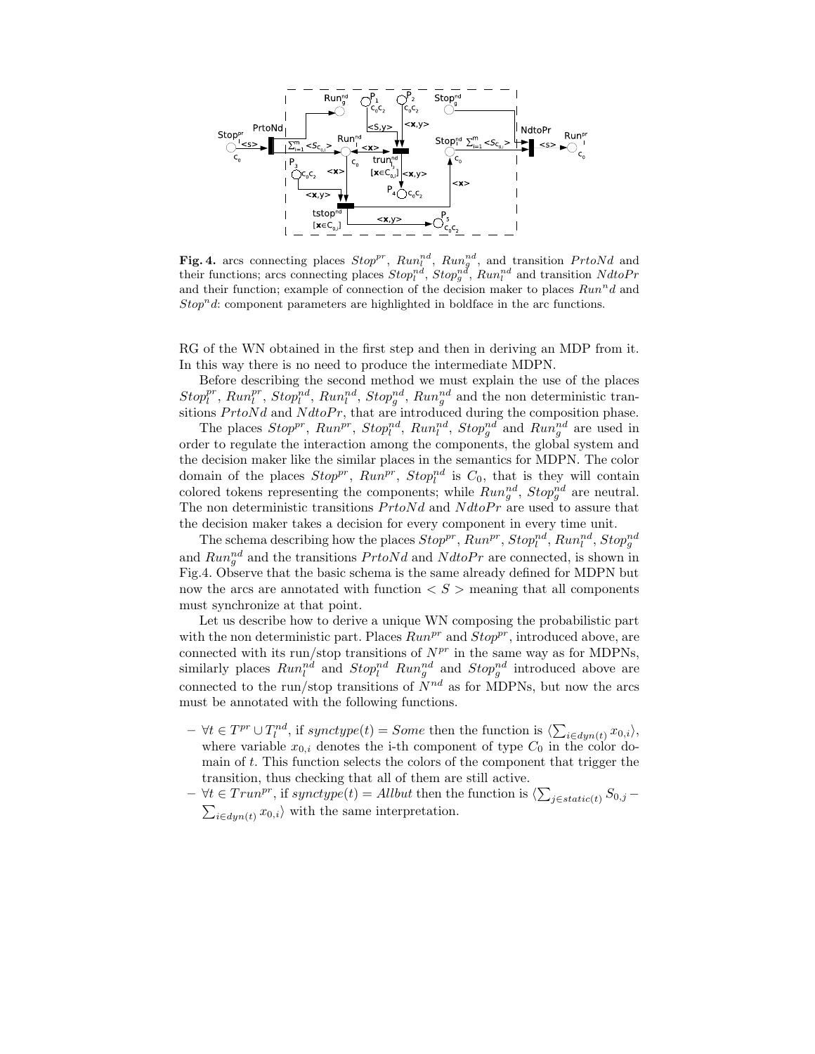**Fig. 4.** arcs connecting places $Stop^{pr}$, $Run_l^{nd}$, $Run_g^{nd}$, and transition $PrtoNd$ and their functions; arcs connecting places $Stop_l^{nd}$, $Stop_g^{nd}$, $Run_l^{nd}$ and transition $NdtoPr$ and their function; example of connection of the decision maker to places $Run^nd$ and $Stop^nd$: component parameters are highlighted in boldface in the arc functions.

RG of the WN obtained in the first step and then in deriving an MDP from it. In this way there is no need to produce the intermediate MDPN.

Before describing the second method we must explain the use of the places $Stop_l^{pr}$, $Run_l^{pr}$, $Stop_l^{nd}$, $Run_l^{nd}$, $Stop_g^{nd}$, $Run_g^{nd}$ and the non deterministic transitions $PrtoNd$ and $NdtoPr$, that are introduced during the composition phase.

The places $Stop^{pr}$, $Run^{pr}$, $Stop_l^{nd}$, $Run_l^{nd}$, $Stop_g^{nd}$ and $Run_g^{nd}$ are used in order to regulate the interaction among the components, the global system and the decision maker like the similar places in the semantics for MDPN. The color domain of the places $Stop^{pr}$, $Run^{pr}$, $Stop_l^{nd}$ is $C_0$, that is they will contain colored tokens representing the components; while $Run_g^{nd}$, $Stop_g^{nd}$ are neutral. The non deterministic transitions $PrtoNd$ and $NdtoPr$ are used to assure that the decision maker takes a decision for every component in every time unit.

The schema describing how the places $Stop^{pr}$, $Run^{pr}$, $Stop_l^{nd}$, $Run_l^{nd}$, $Stop_g^{nd}$ and $Run_g^{nd}$ and the transitions $PrtoNd$ and $NdtoPr$ are connected, is shown in Fig.4. Observe that the basic schema is the same already defined for MDPN but now the arcs are annotated with function $< S >$ meaning that all components must synchronize at that point.

Let us describe how to derive a unique WN composing the probabilistic part with the non deterministic part. Places $Run^{pr}$ and $Stop^{pr}$, introduced above, are connected with its run/stop transitions of $N^{pr}$ in the same way as for MDPNs, similarly places $Run_l^{nd}$ and $Stop_l^{nd}$ $Run_g^{nd}$ and $Stop_g^{nd}$ introduced above are connected to the run/stop transitions of $N^{nd}$ as for MDPNs, but now the arcs must be annotated with the following functions.

- $\forall t \in T^{pr} \cup T_l^{nd}$, if $synctype(t) = Some$ then the function is $\langle \sum_{i \in dyn(t)} x_{0,i} \rangle$, where variable $x_{0,i}$ denotes the i-th component of type $C_0$ in the color domain of t. This function selects the colors of the component that trigger the transition, thus checking that all of them are still active.
- $\forall t \in Trun^{pr}$, if $synctype(t) = Allbut$ then the function is $\langle \sum_{j \in static(t)} S_{0,j} - \sum_{i \in dyn(t)} x_{0,i} \rangle$ with the same interpretation.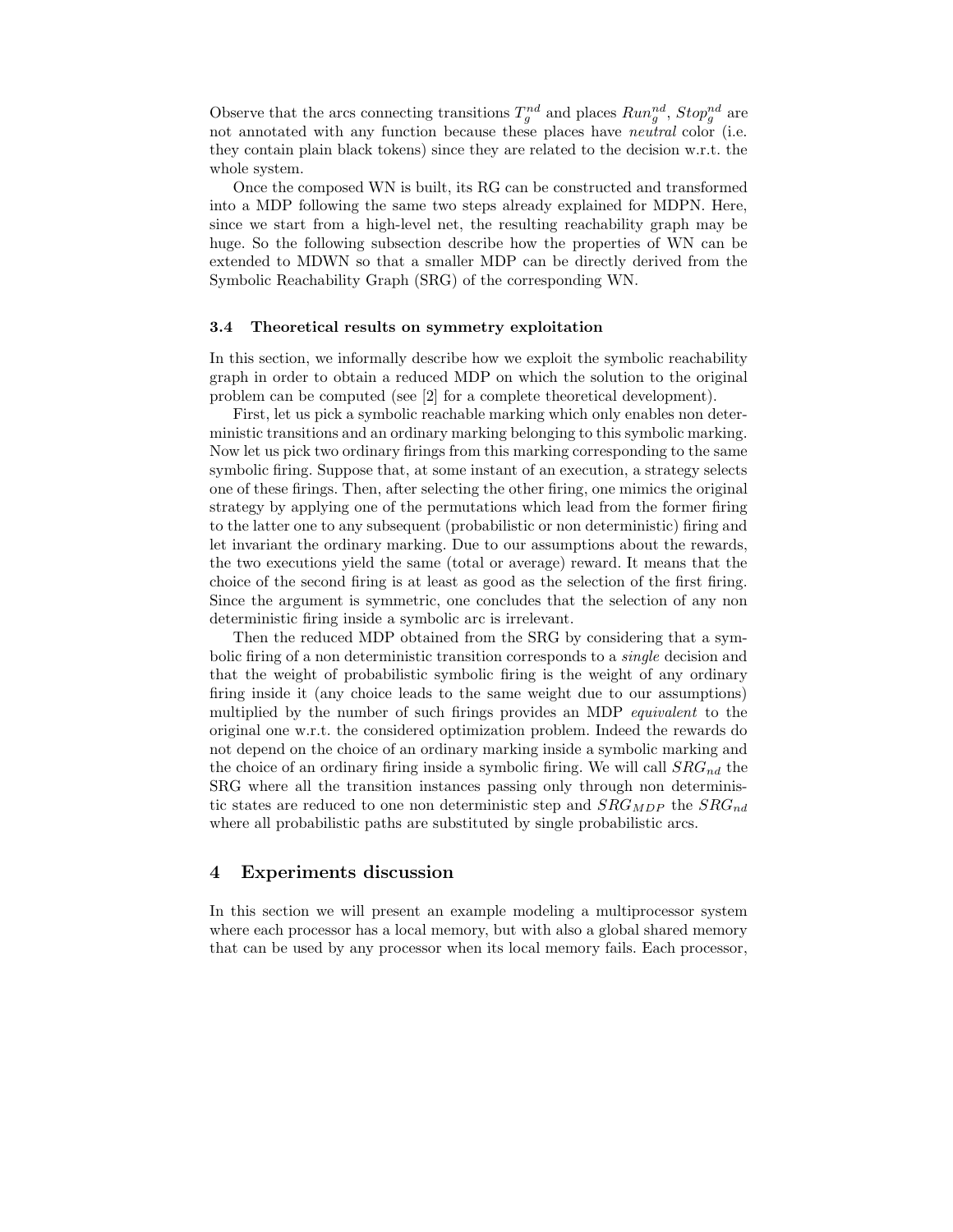Observe that the arcs connecting transitions $T_g^{nd}$ and places $Run_g^{nd}$, $Stop_g^{nd}$ are not annotated with any function because these places have *neutral* color (i.e. they contain plain black tokens) since they are related to the decision w.r.t. the whole system.

Once the composed WN is built, its RG can be constructed and transformed into a MDP following the same two steps already explained for MDPN. Here, since we start from a high-level net, the resulting reachability graph may be huge. So the following subsection describe how the properties of WN can be extended to MDWN so that a smaller MDP can be directly derived from the Symbolic Reachability Graph (SRG) of the corresponding WN.

### 3.4 Theoretical results on symmetry exploitation

In this section, we informally describe how we exploit the symbolic reachability graph in order to obtain a reduced MDP on which the solution to the original problem can be computed (see [2] for a complete theoretical development).

First, let us pick a symbolic reachable marking which only enables non deterministic transitions and an ordinary marking belonging to this symbolic marking. Now let us pick two ordinary firings from this marking corresponding to the same symbolic firing. Suppose that, at some instant of an execution, a strategy selects one of these firings. Then, after selecting the other firing, one mimics the original strategy by applying one of the permutations which lead from the former firing to the latter one to any subsequent (probabilistic or non deterministic) firing and let invariant the ordinary marking. Due to our assumptions about the rewards, the two executions yield the same (total or average) reward. It means that the choice of the second firing is at least as good as the selection of the first firing. Since the argument is symmetric, one concludes that the selection of any non deterministic firing inside a symbolic arc is irrelevant.

Then the reduced MDP obtained from the SRG by considering that a symbolic firing of a non deterministic transition corresponds to a *single* decision and that the weight of probabilistic symbolic firing is the weight of any ordinary firing inside it (any choice leads to the same weight due to our assumptions) multiplied by the number of such firings provides an MDP *equivalent* to the original one w.r.t. the considered optimization problem. Indeed the rewards do not depend on the choice of an ordinary marking inside a symbolic marking and the choice of an ordinary firing inside a symbolic firing. We will call $SRG_{nd}$ the SRG where all the transition instances passing only through non deterministic states are reduced to one non deterministic step and $SRG_{MDP}$ the $SRG_{nd}$ where all probabilistic paths are substituted by single probabilistic arcs.

## 4 Experiments discussion

In this section we will present an example modeling a multiprocessor system where each processor has a local memory, but with also a global shared memory that can be used by any processor when its local memory fails. Each processor,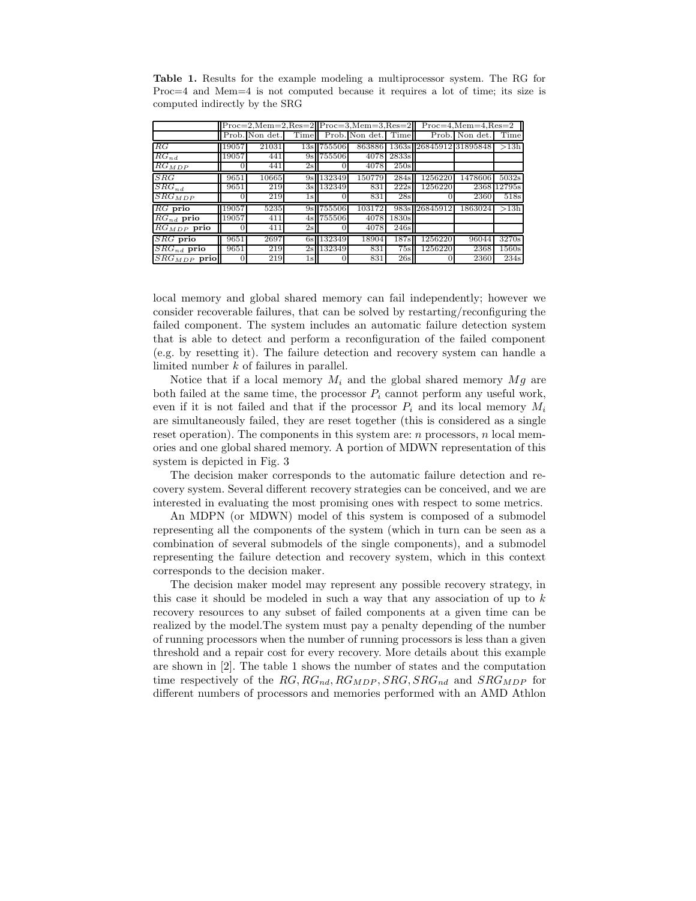**Table 1.** Results for the example modeling a multiprocessor system. The RG for Proc=4 and Mem=4 is not computed because it requires a lot of time; its size is computed indirectly by the SRG

| | Proc=2,Mem=2,Res=2 | | | Proc=3,Mem=3,Res=2 | | | Proc=4,Mem=4,Res=2 | | |
|---|---|---|---|---|---|---|---|---|---|
| | Prob. | Non det. | Time | Prob. | Non det. | Time | Prob. | Non det. | Time |
| $RG$ | 19057 | 21031 | 13s | 755506 | 863886 | 1363s | 26845912 | 31895848 | >13h |
| $RG_{nd}$ | 19057 | 441 | 9s | 755506 | 4078 | 2833s | | | |
| $RG_{MDP}$ | 0 | 441 | 2s | 0 | 4078 | 250s | | | |
| $SRG$ | 9651 | 10665 | 9s | 132349 | 150779 | 284s | 1256220 | 1478606 | 5032s |
| $SRG_{nd}$ | 9651 | 219 | 3s | 132349 | 831 | 222s | 1256220 | 2368 | 12795s |
| $SRG_{MDP}$ | 0 | 219 | 1s | 0 | 831 | 28s | 0 | 2360 | 518s |
| $RG$ **prio** | 19057 | 5235 | 9s | 755506 | 103172 | 983s | 26845912 | 1863024 | >13h |
| $RG_{nd}$ **prio** | 19057 | 411 | 4s | 755506 | 4078 | 1830s | | | |
| $RG_{MDP}$ **prio** | 0 | 411 | 2s | 0 | 4078 | 246s | | | |
| $SRG$ **prio** | 9651 | 2697 | 6s | 132349 | 18904 | 187s | 1256220 | 96044 | 3270s |
| $SRG_{nd}$ **prio** | 9651 | 219 | 2s | 132349 | 831 | 75s | 1256220 | 2368 | 1560s |
| $SRG_{MDP}$ **prio** | 0 | 219 | 1s | 0 | 831 | 26s | 0 | 2360 | 234s |

local memory and global shared memory can fail independently; however we consider recoverable failures, that can be solved by restarting/reconfiguring the failed component. The system includes an automatic failure detection system that is able to detect and perform a reconfiguration of the failed component (e.g. by resetting it). The failure detection and recovery system can handle a limited number $k$ of failures in parallel.

Notice that if a local memory $M_i$ and the global shared memory $Mg$ are both failed at the same time, the processor $P_i$ cannot perform any useful work, even if it is not failed and that if the processor $P_i$ and its local memory $M_i$ are simultaneously failed, they are reset together (this is considered as a single reset operation). The components in this system are: $n$ processors, $n$ local memories and one global shared memory. A portion of MDWN representation of this system is depicted in Fig. 3

The decision maker corresponds to the automatic failure detection and recovery system. Several different recovery strategies can be conceived, and we are interested in evaluating the most promising ones with respect to some metrics.

An MDPN (or MDWN) model of this system is composed of a submodel representing all the components of the system (which in turn can be seen as a combination of several submodels of the single components), and a submodel representing the failure detection and recovery system, which in this context corresponds to the decision maker.

The decision maker model may represent any possible recovery strategy, in this case it should be modeled in such a way that any association of up to $k$ recovery resources to any subset of failed components at a given time can be realized by the model.The system must pay a penalty depending of the number of running processors when the number of running processors is less than a given threshold and a repair cost for every recovery. More details about this example are shown in [2]. The table 1 shows the number of states and the computation time respectively of the $RG, RG_{nd}, RG_{MDP}, SRG, SRG_{nd}$ and $SRG_{MDP}$ for different numbers of processors and memories performed with an AMD Athlon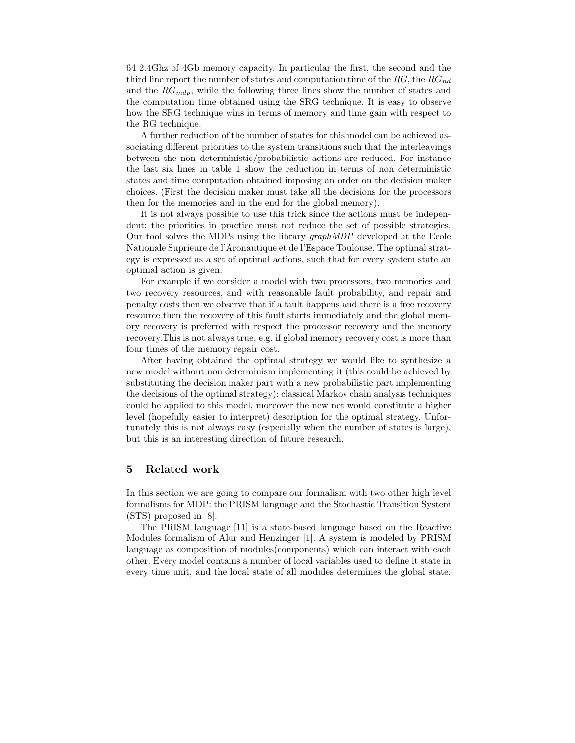64 2.4Ghz of 4Gb memory capacity. In particular the first, the second and the third line report the number of states and computation time of the $RG$, the $RG_{nd}$ and the $RG_{mdp}$, while the following three lines show the number of states and the computation time obtained using the SRG technique. It is easy to observe how the SRG technique wins in terms of memory and time gain with respect to the RG technique.

A further reduction of the number of states for this model can be achieved associating different priorities to the system transitions such that the interleavings between the non deterministic/probabilistic actions are reduced. For instance the last six lines in table 1 show the reduction in terms of non deterministic states and time computation obtained imposing an order on the decision maker choices. (First the decision maker must take all the decisions for the processors then for the memories and in the end for the global memory).

It is not always possible to use this trick since the actions must be independent; the priorities in practice must not reduce the set of possible strategies. Our tool solves the MDPs using the library *graphMDP* developed at the Ecole Nationale Suprieure de l'Aronautique et de l'Espace Toulouse. The optimal strategy is expressed as a set of optimal actions, such that for every system state an optimal action is given.

For example if we consider a model with two processors, two memories and two recovery resources, and with reasonable fault probability, and repair and penalty costs then we observe that if a fault happens and there is a free recovery resource then the recovery of this fault starts immediately and the global memory recovery is preferred with respect the processor recovery and the memory recovery.This is not always true, e.g. if global memory recovery cost is more than four times of the memory repair cost.

After having obtained the optimal strategy we would like to synthesize a new model without non determinism implementing it (this could be achieved by substituting the decision maker part with a new probabilistic part implementing the decisions of the optimal strategy): classical Markov chain analysis techniques could be applied to this model, moreover the new net would constitute a higher level (hopefully easier to interpret) description for the optimal strategy. Unfortunately this is not always easy (especially when the number of states is large), but this is an interesting direction of future research.

## 5 Related work

In this section we are going to compare our formalism with two other high level formalisms for MDP: the PRISM language and the Stochastic Transition System (STS) proposed in [8].

The PRISM language [11] is a state-based language based on the Reactive Modules formalism of Alur and Henzinger [1]. A system is modeled by PRISM language as composition of modules(components) which can interact with each other. Every model contains a number of local variables used to define it state in every time unit, and the local state of all modules determines the global state.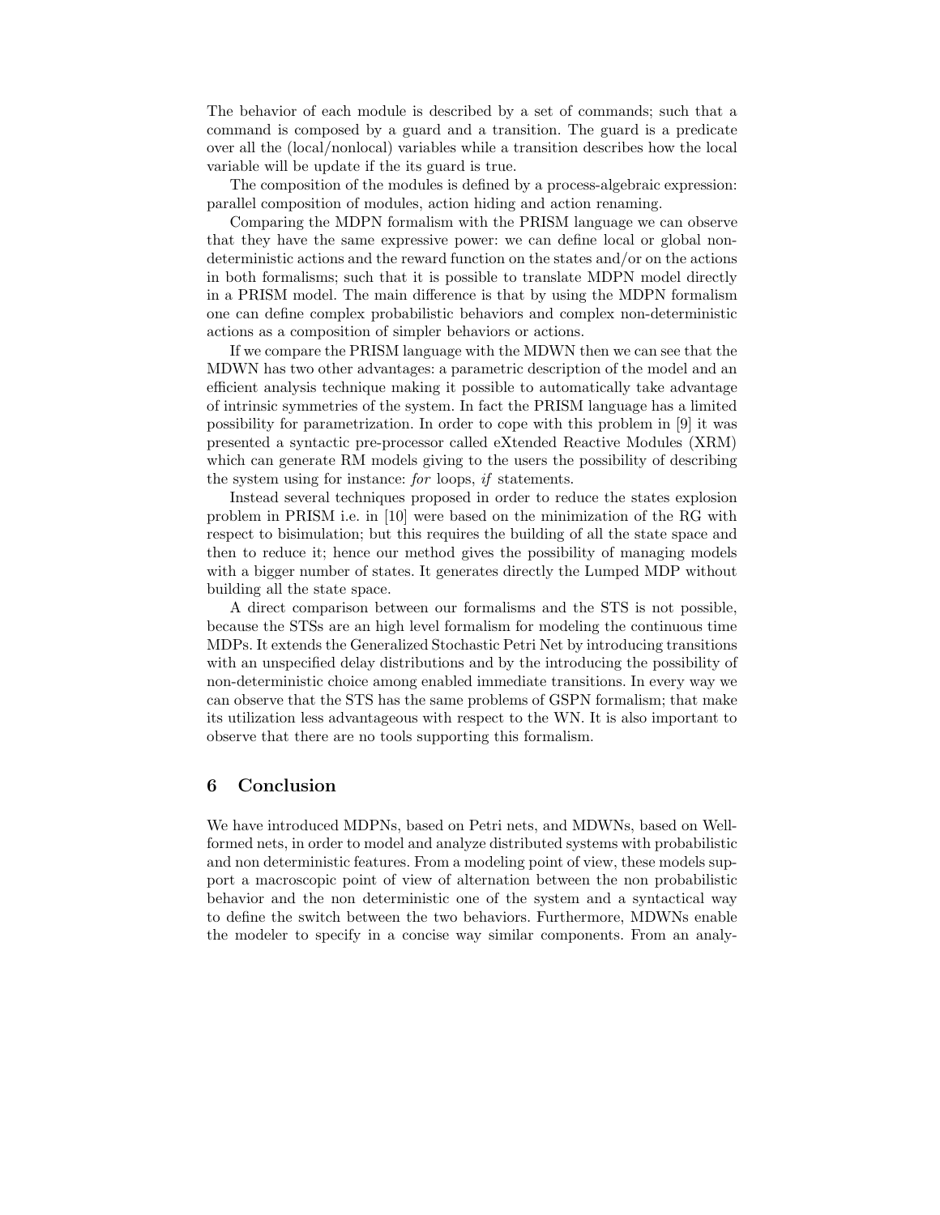The behavior of each module is described by a set of commands; such that a command is composed by a guard and a transition. The guard is a predicate over all the (local/nonlocal) variables while a transition describes how the local variable will be update if the its guard is true.

The composition of the modules is defined by a process-algebraic expression: parallel composition of modules, action hiding and action renaming.

Comparing the MDPN formalism with the PRISM language we can observe that they have the same expressive power: we can define local or global non-deterministic actions and the reward function on the states and/or on the actions in both formalisms; such that it is possible to translate MDPN model directly in a PRISM model. The main difference is that by using the MDPN formalism one can define complex probabilistic behaviors and complex non-deterministic actions as a composition of simpler behaviors or actions.

If we compare the PRISM language with the MDWN then we can see that the MDWN has two other advantages: a parametric description of the model and an efficient analysis technique making it possible to automatically take advantage of intrinsic symmetries of the system. In fact the PRISM language has a limited possibility for parametrization. In order to cope with this problem in [9] it was presented a syntactic pre-processor called eXtended Reactive Modules (XRM) which can generate RM models giving to the users the possibility of describing the system using for instance: *for* loops, *if* statements.

Instead several techniques proposed in order to reduce the states explosion problem in PRISM i.e. in [10] were based on the minimization of the RG with respect to bisimulation; but this requires the building of all the state space and then to reduce it; hence our method gives the possibility of managing models with a bigger number of states. It generates directly the Lumped MDP without building all the state space.

A direct comparison between our formalisms and the STS is not possible, because the STSs are an high level formalism for modeling the continuous time MDPs. It extends the Generalized Stochastic Petri Net by introducing transitions with an unspecified delay distributions and by the introducing the possibility of non-deterministic choice among enabled immediate transitions. In every way we can observe that the STS has the same problems of GSPN formalism; that make its utilization less advantageous with respect to the WN. It is also important to observe that there are no tools supporting this formalism.

## 6 Conclusion

We have introduced MDPNs, based on Petri nets, and MDWNs, based on Well-formed nets, in order to model and analyze distributed systems with probabilistic and non deterministic features. From a modeling point of view, these models support a macroscopic point of view of alternation between the non probabilistic behavior and the non deterministic one of the system and a syntactical way to define the switch between the two behaviors. Furthermore, MDWNs enable the modeler to specify in a concise way similar components. From an analy-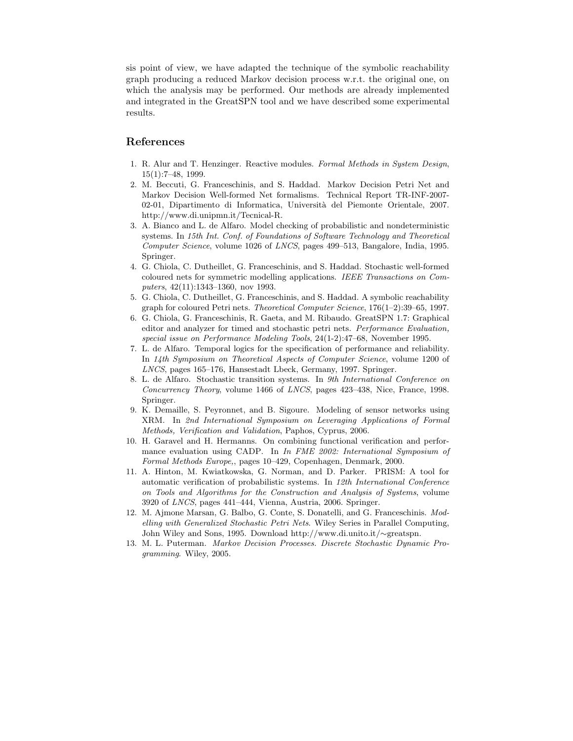sis point of view, we have adapted the technique of the symbolic reachability graph producing a reduced Markov decision process w.r.t. the original one, on which the analysis may be performed. Our methods are already implemented and integrated in the GreatSPN tool and we have described some experimental results.

## References

1. R. Alur and T. Henzinger. Reactive modules. *Formal Methods in System Design*, 15(1):7–48, 1999.
2. M. Beccuti, G. Franceschinis, and S. Haddad. Markov Decision Petri Net and Markov Decision Well-formed Net formalisms. Technical Report TR-INF-2007-02-01, Dipartimento di Informatica, Università del Piemonte Orientale, 2007. http://www.di.unipmn.it/Tecnical-R.
3. A. Bianco and L. de Alfaro. Model checking of probabilistic and nondeterministic systems. In *15th Int. Conf. of Foundations of Software Technology and Theoretical Computer Science*, volume 1026 of *LNCS*, pages 499–513, Bangalore, India, 1995. Springer.
4. G. Chiola, C. Dutheillet, G. Franceschinis, and S. Haddad. Stochastic well-formed coloured nets for symmetric modelling applications. *IEEE Transactions on Computers*, 42(11):1343–1360, nov 1993.
5. G. Chiola, C. Dutheillet, G. Franceschinis, and S. Haddad. A symbolic reachability graph for coloured Petri nets. *Theoretical Computer Science*, 176(1–2):39–65, 1997.
6. G. Chiola, G. Franceschinis, R. Gaeta, and M. Ribaudo. GreatSPN 1.7: Graphical editor and analyzer for timed and stochastic petri nets. *Performance Evaluation, special issue on Performance Modeling Tools*, 24(1-2):47–68, November 1995.
7. L. de Alfaro. Temporal logics for the specification of performance and reliability. In *14th Symposium on Theoretical Aspects of Computer Science*, volume 1200 of *LNCS*, pages 165–176, Hansestadt Lbeck, Germany, 1997. Springer.
8. L. de Alfaro. Stochastic transition systems. In *9th International Conference on Concurrency Theory*, volume 1466 of *LNCS*, pages 423–438, Nice, France, 1998. Springer.
9. K. Demaille, S. Peyronnet, and B. Sigoure. Modeling of sensor networks using XRM. In *2nd International Symposium on Leveraging Applications of Formal Methods, Verification and Validation*, Paphos, Cyprus, 2006.
10. H. Garavel and H. Hermanns. On combining functional verification and performance evaluation using CADP. In *In FME 2002: International Symposium of Formal Methods Europe,*, pages 10–429, Copenhagen, Denmark, 2000.
11. A. Hinton, M. Kwiatkowska, G. Norman, and D. Parker. PRISM: A tool for automatic verification of probabilistic systems. In *12th International Conference on Tools and Algorithms for the Construction and Analysis of Systems*, volume 3920 of *LNCS*, pages 441–444, Vienna, Austria, 2006. Springer.
12. M. Ajmone Marsan, G. Balbo, G. Conte, S. Donatelli, and G. Franceschinis. *Modelling with Generalized Stochastic Petri Nets*. Wiley Series in Parallel Computing, John Wiley and Sons, 1995. Download http://www.di.unito.it/∼greatspn.
13. M. L. Puterman. *Markov Decision Processes. Discrete Stochastic Dynamic Programming*. Wiley, 2005.